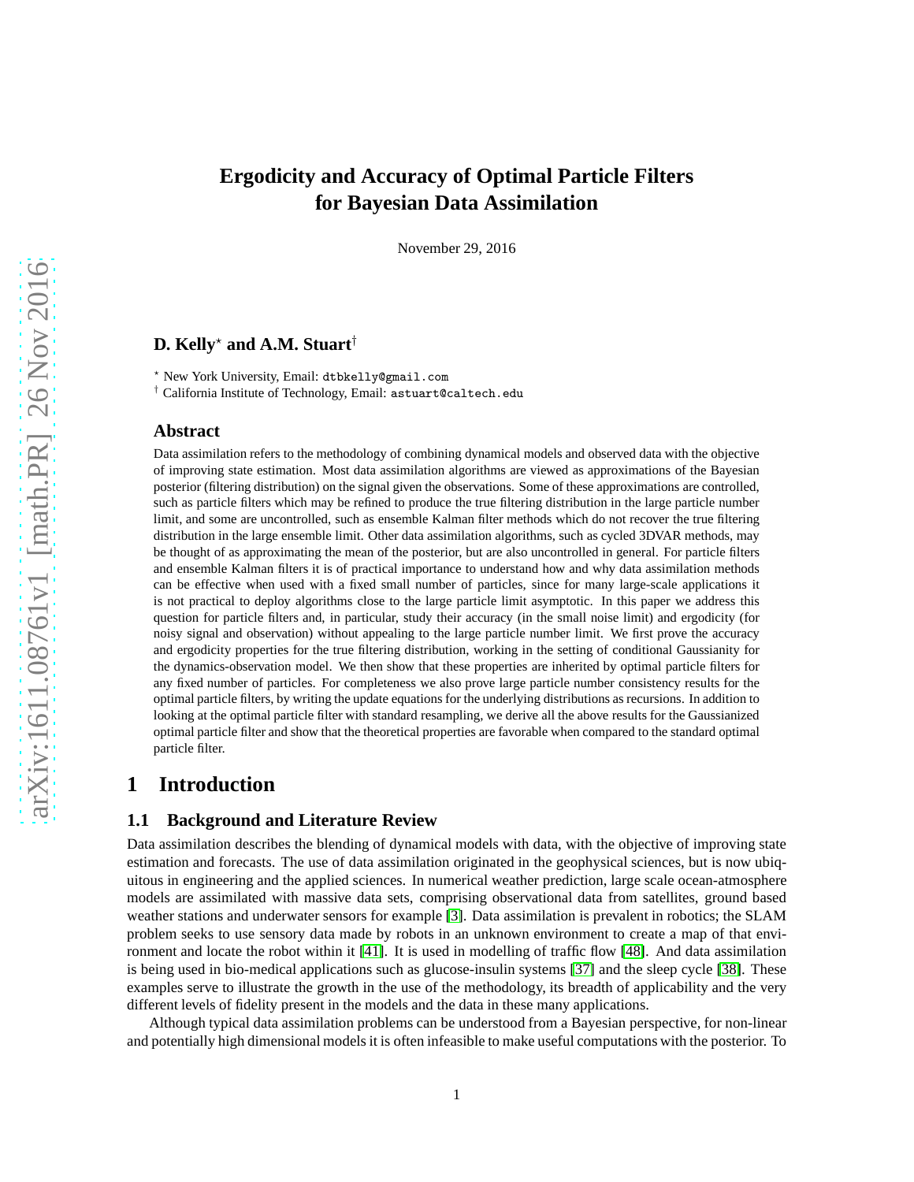# Ergodicity and Accuracy of Optimal Particle Filters for Bayesian Data Assimilation

November 29, 2016

**D. Kelly[⋆] and A.M. Stuart[†]**

[⋆] New York University, Email: dtbkelly@gmail.com

[†] California Institute of Technology, Email: astuart@caltech.edu

## Abstract

Data assimilation refers to the methodology of combining dynamical models and observed data with the objective of improving state estimation. Most data assimilation algorithms are viewed as approximations of the Bayesian posterior (filtering distribution) on the signal given the observations. Some of these approximations are controlled, such as particle filters which may be refined to produce the true filtering distribution in the large particle number limit, and some are uncontrolled, such as ensemble Kalman filter methods which do not recover the true filtering distribution in the large ensemble limit. Other data assimilation algorithms, such as cycled 3DVAR methods, may be thought of as approximating the mean of the posterior, but are also uncontrolled in general. For particle filters and ensemble Kalman filters it is of practical importance to understand how and why data assimilation methods can be effective when used with a fixed small number of particles, since for many large-scale applications it is not practical to deploy algorithms close to the large particle limit asymptotic. In this paper we address this question for particle filters and, in particular, study their accuracy (in the small noise limit) and ergodicity (for noisy signal and observation) without appealing to the large particle number limit. We first prove the accuracy and ergodicity properties for the true filtering distribution, working in the setting of conditional Gaussianity for the dynamics-observation model. We then show that these properties are inherited by optimal particle filters for any fixed number of particles. For completeness we also prove large particle number consistency results for the optimal particle filters, by writing the update equations for the underlying distributions as recursions. In addition to looking at the optimal particle filter with standard resampling, we derive all the above results for the Gaussianized optimal particle filter and show that the theoretical properties are favorable when compared to the standard optimal particle filter.

# 1 Introduction

## 1.1 Background and Literature Review

Data assimilation describes the blending of dynamical models with data, with the objective of improving state estimation and forecasts. The use of data assimilation originated in the geophysical sciences, but is now ubiquitous in engineering and the applied sciences. In numerical weather prediction, large scale ocean-atmosphere models are assimilated with massive data sets, comprising observational data from satellites, ground based weather stations and underwater sensors for example [3]. Data assimilation is prevalent in robotics; the SLAM problem seeks to use sensory data made by robots in an unknown environment to create a map of that environment and locate the robot within it [41]. It is used in modelling of traffic flow [48]. And data assimilation is being used in bio-medical applications such as glucose-insulin systems [37] and the sleep cycle [38]. These examples serve to illustrate the growth in the use of the methodology, its breadth of applicability and the very different levels of fidelity present in the models and the data in these many applications.

Although typical data assimilation problems can be understood from a Bayesian perspective, for non-linear and potentially high dimensional models it is often infeasible to make useful computations with the posterior. To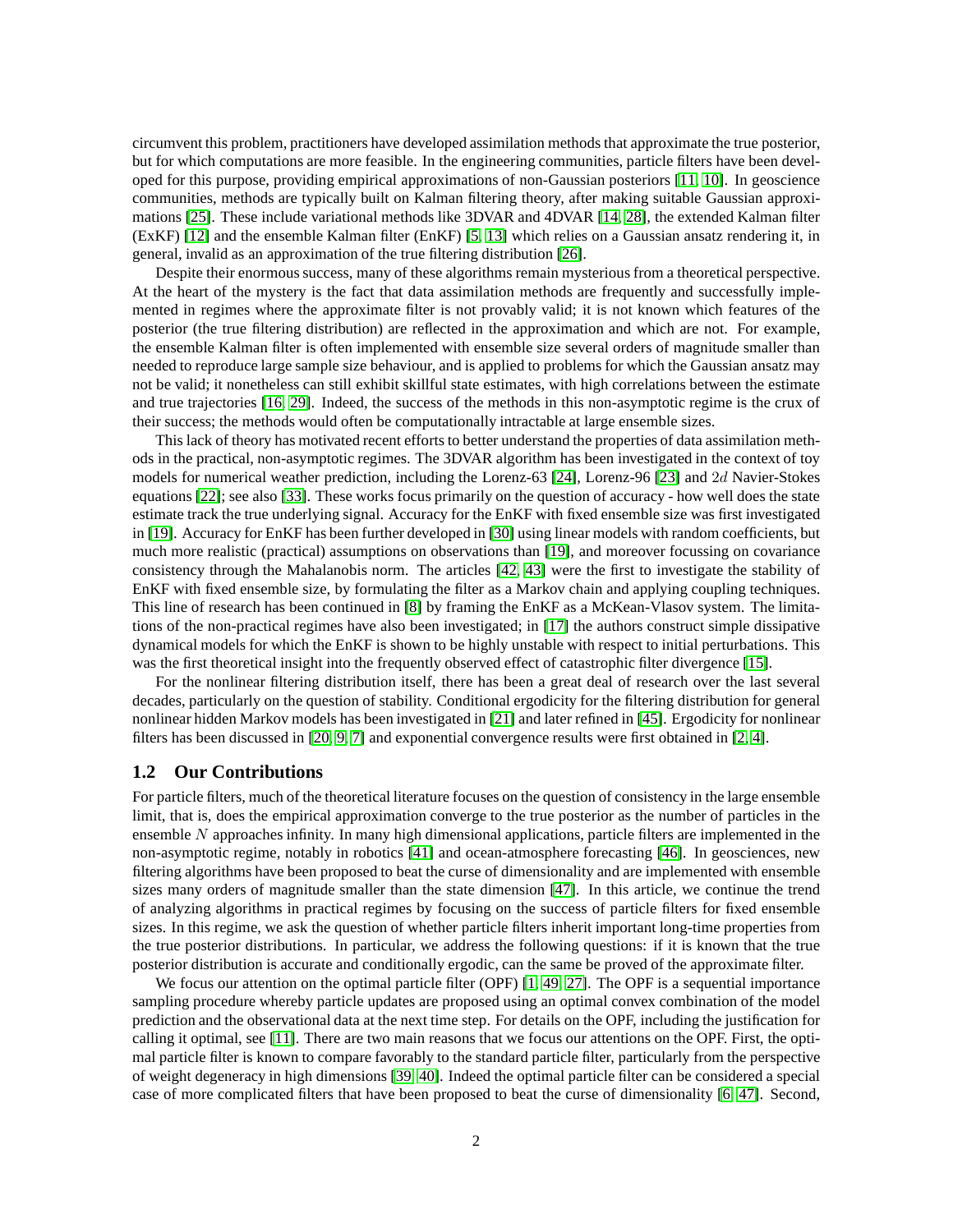circumvent this problem, practitioners have developed assimilation methods that approximate the true posterior, but for which computations are more feasible. In the engineering communities, particle filters have been developed for this purpose, providing empirical approximations of non-Gaussian posteriors [11, 10]. In geoscience communities, methods are typically built on Kalman filtering theory, after making suitable Gaussian approximations [25]. These include variational methods like 3DVAR and 4DVAR [14, 28], the extended Kalman filter (ExKF) [12] and the ensemble Kalman filter (EnKF) [5, 13] which relies on a Gaussian ansatz rendering it, in general, invalid as an approximation of the true filtering distribution [26].

Despite their enormous success, many of these algorithms remain mysterious from a theoretical perspective. At the heart of the mystery is the fact that data assimilation methods are frequently and successfully implemented in regimes where the approximate filter is not provably valid; it is not known which features of the posterior (the true filtering distribution) are reflected in the approximation and which are not. For example, the ensemble Kalman filter is often implemented with ensemble size several orders of magnitude smaller than needed to reproduce large sample size behaviour, and is applied to problems for which the Gaussian ansatz may not be valid; it nonetheless can still exhibit skillful state estimates, with high correlations between the estimate and true trajectories [16, 29]. Indeed, the success of the methods in this non-asymptotic regime is the crux of their success; the methods would often be computationally intractable at large ensemble sizes.

This lack of theory has motivated recent efforts to better understand the properties of data assimilation methods in the practical, non-asymptotic regimes. The 3DVAR algorithm has been investigated in the context of toy models for numerical weather prediction, including the Lorenz-63 [24], Lorenz-96 [23] and $2d$ Navier-Stokes equations [22]; see also [33]. These works focus primarily on the question of accuracy - how well does the state estimate track the true underlying signal. Accuracy for the EnKF with fixed ensemble size was first investigated in [19]. Accuracy for EnKF has been further developed in [30] using linear models with random coefficients, but much more realistic (practical) assumptions on observations than [19], and moreover focussing on covariance consistency through the Mahalanobis norm. The articles [42, 43] were the first to investigate the stability of EnKF with fixed ensemble size, by formulating the filter as a Markov chain and applying coupling techniques. This line of research has been continued in [8] by framing the EnKF as a McKean-Vlasov system. The limitations of the non-practical regimes have also been investigated; in [17] the authors construct simple dissipative dynamical models for which the EnKF is shown to be highly unstable with respect to initial perturbations. This was the first theoretical insight into the frequently observed effect of catastrophic filter divergence [15].

For the nonlinear filtering distribution itself, there has been a great deal of research over the last several decades, particularly on the question of stability. Conditional ergodicity for the filtering distribution for general nonlinear hidden Markov models has been investigated in [21] and later refined in [45]. Ergodicity for nonlinear filters has been discussed in [20, 9, 7] and exponential convergence results were first obtained in [2, 4].

## 1.2 Our Contributions

For particle filters, much of the theoretical literature focuses on the question of consistency in the large ensemble limit, that is, does the empirical approximation converge to the true posterior as the number of particles in the ensemble $N$ approaches infinity. In many high dimensional applications, particle filters are implemented in the non-asymptotic regime, notably in robotics [41] and ocean-atmosphere forecasting [46]. In geosciences, new filtering algorithms have been proposed to beat the curse of dimensionality and are implemented with ensemble sizes many orders of magnitude smaller than the state dimension [47]. In this article, we continue the trend of analyzing algorithms in practical regimes by focusing on the success of particle filters for fixed ensemble sizes. In this regime, we ask the question of whether particle filters inherit important long-time properties from the true posterior distributions. In particular, we address the following questions: if it is known that the true posterior distribution is accurate and conditionally ergodic, can the same be proved of the approximate filter.

We focus our attention on the optimal particle filter (OPF) [1, 49, 27]. The OPF is a sequential importance sampling procedure whereby particle updates are proposed using an optimal convex combination of the model prediction and the observational data at the next time step. For details on the OPF, including the justification for calling it optimal, see [11]. There are two main reasons that we focus our attentions on the OPF. First, the optimal particle filter is known to compare favorably to the standard particle filter, particularly from the perspective of weight degeneracy in high dimensions [39, 40]. Indeed the optimal particle filter can be considered a special case of more complicated filters that have been proposed to beat the curse of dimensionality [6, 47]. Second,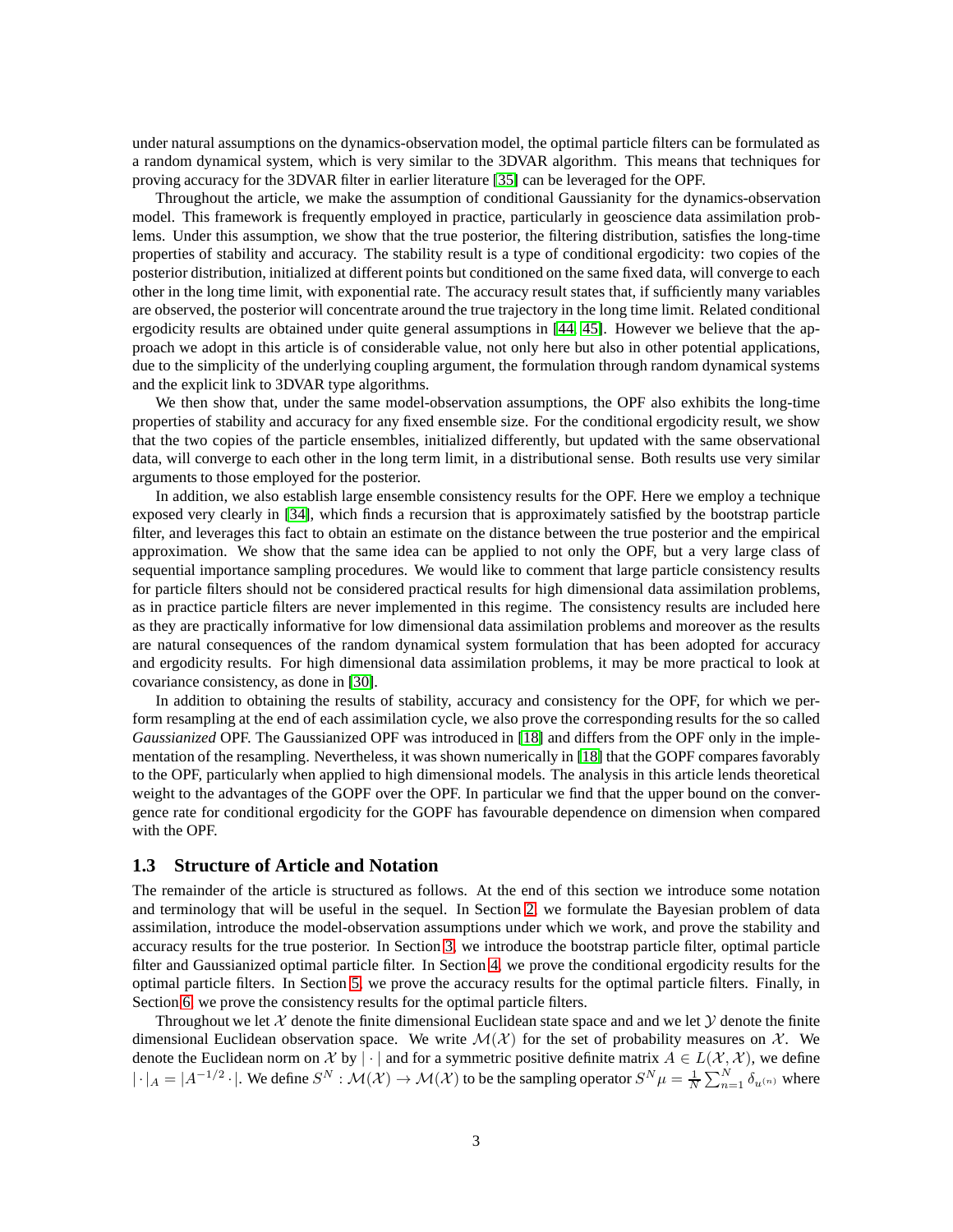under natural assumptions on the dynamics-observation model, the optimal particle filters can be formulated as a random dynamical system, which is very similar to the 3DVAR algorithm. This means that techniques for proving accuracy for the 3DVAR filter in earlier literature [35] can be leveraged for the OPF.

Throughout the article, we make the assumption of conditional Gaussianity for the dynamics-observation model. This framework is frequently employed in practice, particularly in geoscience data assimilation problems. Under this assumption, we show that the true posterior, the filtering distribution, satisfies the long-time properties of stability and accuracy. The stability result is a type of conditional ergodicity: two copies of the posterior distribution, initialized at different points but conditioned on the same fixed data, will converge to each other in the long time limit, with exponential rate. The accuracy result states that, if sufficiently many variables are observed, the posterior will concentrate around the true trajectory in the long time limit. Related conditional ergodicity results are obtained under quite general assumptions in [44, 45]. However we believe that the approach we adopt in this article is of considerable value, not only here but also in other potential applications, due to the simplicity of the underlying coupling argument, the formulation through random dynamical systems and the explicit link to 3DVAR type algorithms.

We then show that, under the same model-observation assumptions, the OPF also exhibits the long-time properties of stability and accuracy for any fixed ensemble size. For the conditional ergodicity result, we show that the two copies of the particle ensembles, initialized differently, but updated with the same observational data, will converge to each other in the long term limit, in a distributional sense. Both results use very similar arguments to those employed for the posterior.

In addition, we also establish large ensemble consistency results for the OPF. Here we employ a technique exposed very clearly in [34], which finds a recursion that is approximately satisfied by the bootstrap particle filter, and leverages this fact to obtain an estimate on the distance between the true posterior and the empirical approximation. We show that the same idea can be applied to not only the OPF, but a very large class of sequential importance sampling procedures. We would like to comment that large particle consistency results for particle filters should not be considered practical results for high dimensional data assimilation problems, as in practice particle filters are never implemented in this regime. The consistency results are included here as they are practically informative for low dimensional data assimilation problems and moreover as the results are natural consequences of the random dynamical system formulation that has been adopted for accuracy and ergodicity results. For high dimensional data assimilation problems, it may be more practical to look at covariance consistency, as done in [30].

In addition to obtaining the results of stability, accuracy and consistency for the OPF, for which we perform resampling at the end of each assimilation cycle, we also prove the corresponding results for the so called *Gaussianized* OPF. The Gaussianized OPF was introduced in [18] and differs from the OPF only in the implementation of the resampling. Nevertheless, it was shown numerically in [18] that the GOPF compares favorably to the OPF, particularly when applied to high dimensional models. The analysis in this article lends theoretical weight to the advantages of the GOPF over the OPF. In particular we find that the upper bound on the convergence rate for conditional ergodicity for the GOPF has favourable dependence on dimension when compared with the OPF.

## 1.3 Structure of Article and Notation

The remainder of the article is structured as follows. At the end of this section we introduce some notation and terminology that will be useful in the sequel. In Section 2, we formulate the Bayesian problem of data assimilation, introduce the model-observation assumptions under which we work, and prove the stability and accuracy results for the true posterior. In Section 3, we introduce the bootstrap particle filter, optimal particle filter and Gaussianized optimal particle filter. In Section 4, we prove the conditional ergodicity results for the optimal particle filters. In Section 5, we prove the accuracy results for the optimal particle filters. Finally, in Section 6, we prove the consistency results for the optimal particle filters.

Throughout we let $\mathcal{X}$ denote the finite dimensional Euclidean state space and and we let $\mathcal{Y}$ denote the finite dimensional Euclidean observation space. We write $\mathcal{M}(\mathcal{X})$ for the set of probability measures on $\mathcal{X}$. We denote the Euclidean norm on $\mathcal{X}$ by $|\cdot|$ and for a symmetric positive definite matrix $A \in L(\mathcal{X}, \mathcal{X})$, we define $|\cdot|_A = |A^{-1/2} \cdot|$. We define $S^N : \mathcal{M}(\mathcal{X}) \to \mathcal{M}(\mathcal{X})$ to be the sampling operator $S^N \mu = \frac{1}{N}\sum_{n=1}^N \delta_{u^{(n)}}$ where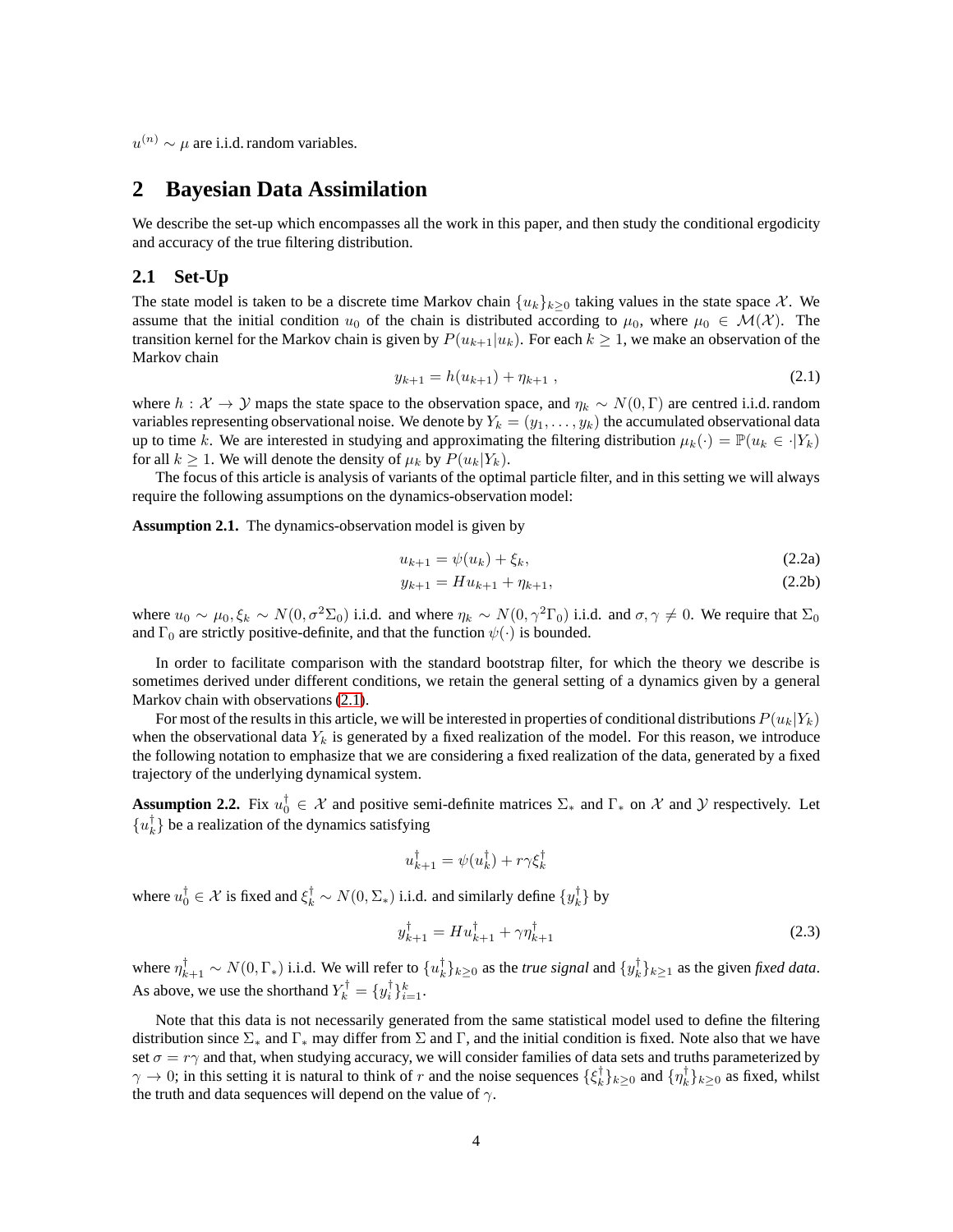$u^{(n)} \sim \mu$ are i.i.d. random variables.

# 2 Bayesian Data Assimilation

We describe the set-up which encompasses all the work in this paper, and then study the conditional ergodicity and accuracy of the true filtering distribution.

## 2.1 Set-Up

The state model is taken to be a discrete time Markov chain $\{u_k\}_{k\geq 0}$ taking values in the state space $\mathcal{X}$. We assume that the initial condition $u_0$ of the chain is distributed according to $\mu_0$, where $\mu_0 \in \mathcal{M}(\mathcal{X})$. The transition kernel for the Markov chain is given by $P(u_{k+1}|u_k)$. For each $k \geq 1$, we make an observation of the Markov chain

$$y_{k+1} = h(u_{k+1}) + \eta_{k+1} \, , \tag{2.1}$$

where $h : \mathcal{X} \to \mathcal{Y}$ maps the state space to the observation space, and $\eta_k \sim N(0, \Gamma)$ are centred i.i.d. random variables representing observational noise. We denote by $Y_k = (y_1, \ldots, y_k)$ the accumulated observational data up to time $k$. We are interested in studying and approximating the filtering distribution $\mu_k(\cdot) = \mathbb{P}(u_k \in \cdot | Y_k)$ for all $k \geq 1$. We will denote the density of $\mu_k$ by $P(u_k|Y_k)$.

The focus of this article is analysis of variants of the optimal particle filter, and in this setting we will always require the following assumptions on the dynamics-observation model:

**Assumption 2.1.** The dynamics-observation model is given by

$$u_{k+1} = \psi(u_k) + \xi_k, \tag{2.2a}$$

$$y_{k+1} = Hu_{k+1} + \eta_{k+1}, \tag{2.2b}$$

where $u_0 \sim \mu_0, \xi_k \sim N(0, \sigma^2 \Sigma_0)$ i.i.d. and where $\eta_k \sim N(0, \gamma^2 \Gamma_0)$ i.i.d. and $\sigma, \gamma \neq 0$. We require that $\Sigma_0$ and $\Gamma_0$ are strictly positive-definite, and that the function $\psi(\cdot)$ is bounded.

In order to facilitate comparison with the standard bootstrap filter, for which the theory we describe is sometimes derived under different conditions, we retain the general setting of a dynamics given by a general Markov chain with observations (2.1).

For most of the results in this article, we will be interested in properties of conditional distributions $P(u_k|Y_k)$ when the observational data $Y_k$ is generated by a fixed realization of the model. For this reason, we introduce the following notation to emphasize that we are considering a fixed realization of the data, generated by a fixed trajectory of the underlying dynamical system.

**Assumption 2.2.** Fix $u_0^\dagger \in \mathcal{X}$ and positive semi-definite matrices $\Sigma_*$ and $\Gamma_*$ on $\mathcal{X}$ and $\mathcal{Y}$ respectively. Let $\{u_k^\dagger\}$ be a realization of the dynamics satisfying

$$u_{k+1}^\dagger = \psi(u_k^\dagger) + r\gamma \xi_k^\dagger$$

where $u_0^\dagger \in \mathcal{X}$ is fixed and $\xi_k^\dagger \sim N(0, \Sigma_*)$ i.i.d. and similarly define $\{y_k^\dagger\}$ by

$$y_{k+1}^\dagger = Hu_{k+1}^\dagger + \gamma \eta_{k+1}^\dagger \tag{2.3}$$

where $\eta_{k+1}^\dagger \sim N(0, \Gamma_*)$ i.i.d. We will refer to $\{u_k^\dagger\}_{k\geq 0}$ as the *true signal* and $\{y_k^\dagger\}_{k\geq 1}$ as the given *fixed data*. As above, we use the shorthand $Y_k^\dagger = \{y_i^\dagger\}_{i=1}^k$.

Note that this data is not necessarily generated from the same statistical model used to define the filtering distribution since $\Sigma_*$ and $\Gamma_*$ may differ from $\Sigma$ and $\Gamma$, and the initial condition is fixed. Note also that we have set $\sigma = r\gamma$ and that, when studying accuracy, we will consider families of data sets and truths parameterized by $\gamma \to 0$; in this setting it is natural to think of $r$ and the noise sequences $\{\xi_k^\dagger\}_{k\geq 0}$ and $\{\eta_k^\dagger\}_{k\geq 0}$ as fixed, whilst the truth and data sequences will depend on the value of $\gamma$.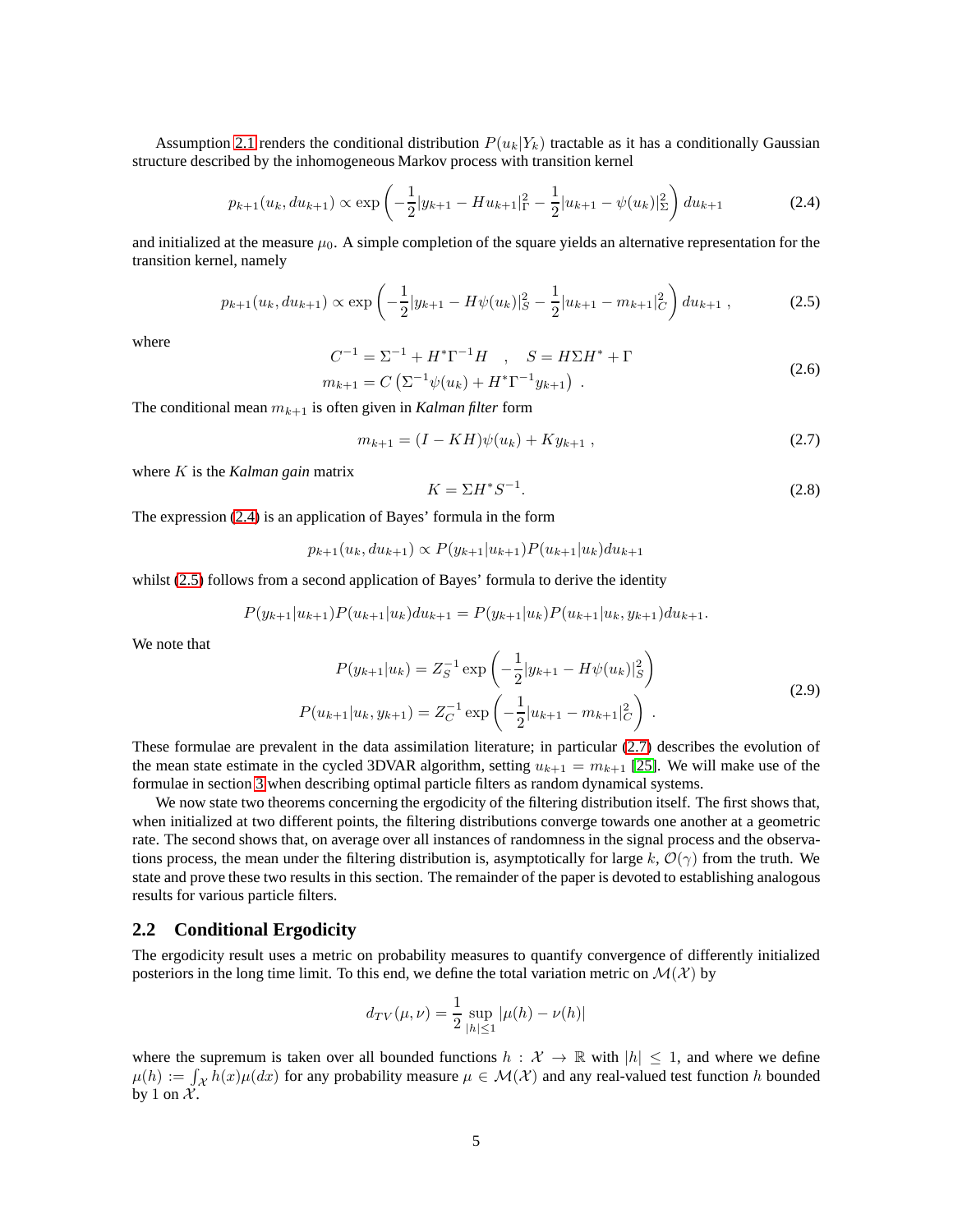Assumption 2.1 renders the conditional distribution $P(u_k|Y_k)$ tractable as it has a conditionally Gaussian structure described by the inhomogeneous Markov process with transition kernel

$$p_{k+1}(u_k, du_{k+1}) \propto \exp\left(-\frac{1}{2}|y_{k+1} - Hu_{k+1}|_\Gamma^2 - \frac{1}{2}|u_{k+1} - \psi(u_k)|_\Sigma^2\right) du_{k+1} \tag{2.4}$$

and initialized at the measure $\mu_0$. A simple completion of the square yields an alternative representation for the transition kernel, namely

$$p_{k+1}(u_k, du_{k+1}) \propto \exp\left(-\frac{1}{2}|y_{k+1} - H\psi(u_k)|_S^2 - \frac{1}{2}|u_{k+1} - m_{k+1}|_C^2\right) du_{k+1}\ , \tag{2.5}$$

where

$$\begin{aligned} C^{-1} &= \Sigma^{-1} + H^*\Gamma^{-1}H \quad , \quad S = H\Sigma H^* + \Gamma \\ m_{k+1} &= C\left(\Sigma^{-1}\psi(u_k) + H^*\Gamma^{-1}y_{k+1}\right)\ . \end{aligned} \tag{2.6}$$

The conditional mean $m_{k+1}$ is often given in *Kalman filter* form

$$m_{k+1} = (I - KH)\psi(u_k) + Ky_{k+1}\ , \tag{2.7}$$

where $K$ is the *Kalman gain* matrix

$$K = \Sigma H^* S^{-1}. \tag{2.8}$$

The expression (2.4) is an application of Bayes' formula in the form

$$p_{k+1}(u_k, du_{k+1}) \propto P(y_{k+1}|u_{k+1})P(u_{k+1}|u_k)du_{k+1}$$

whilst (2.5) follows from a second application of Bayes' formula to derive the identity

$$P(y_{k+1}|u_{k+1})P(u_{k+1}|u_k)du_{k+1} = P(y_{k+1}|u_k)P(u_{k+1}|u_k, y_{k+1})du_{k+1}.$$

We note that

$$\begin{aligned} P(y_{k+1}|u_k) &= Z_S^{-1}\exp\left(-\frac{1}{2}|y_{k+1} - H\psi(u_k)|_S^2\right) \\ P(u_{k+1}|u_k, y_{k+1}) &= Z_C^{-1}\exp\left(-\frac{1}{2}|u_{k+1} - m_{k+1}|_C^2\right)\ . \end{aligned} \tag{2.9}$$

These formulae are prevalent in the data assimilation literature; in particular (2.7) describes the evolution of the mean state estimate in the cycled 3DVAR algorithm, setting $u_{k+1} = m_{k+1}$ [25]. We will make use of the formulae in section 3 when describing optimal particle filters as random dynamical systems.

We now state two theorems concerning the ergodicity of the filtering distribution itself. The first shows that, when initialized at two different points, the filtering distributions converge towards one another at a geometric rate. The second shows that, on average over all instances of randomness in the signal process and the observations process, the mean under the filtering distribution is, asymptotically for large $k$, $\mathcal{O}(\gamma)$ from the truth. We state and prove these two results in this section. The remainder of the paper is devoted to establishing analogous results for various particle filters.

## 2.2 Conditional Ergodicity

The ergodicity result uses a metric on probability measures to quantify convergence of differently initialized posteriors in the long time limit. To this end, we define the total variation metric on $\mathcal{M}(\mathcal{X})$ by

$$d_{TV}(\mu, \nu) = \frac{1}{2}\sup_{|h|\le 1}|\mu(h) - \nu(h)|$$

where the supremum is taken over all bounded functions $h : \mathcal{X} \to \mathbb{R}$ with $|h| \le 1$, and where we define $\mu(h) := \int_{\mathcal{X}} h(x)\mu(dx)$ for any probability measure $\mu \in \mathcal{M}(\mathcal{X})$ and any real-valued test function $h$ bounded by 1 on $\mathcal{X}$.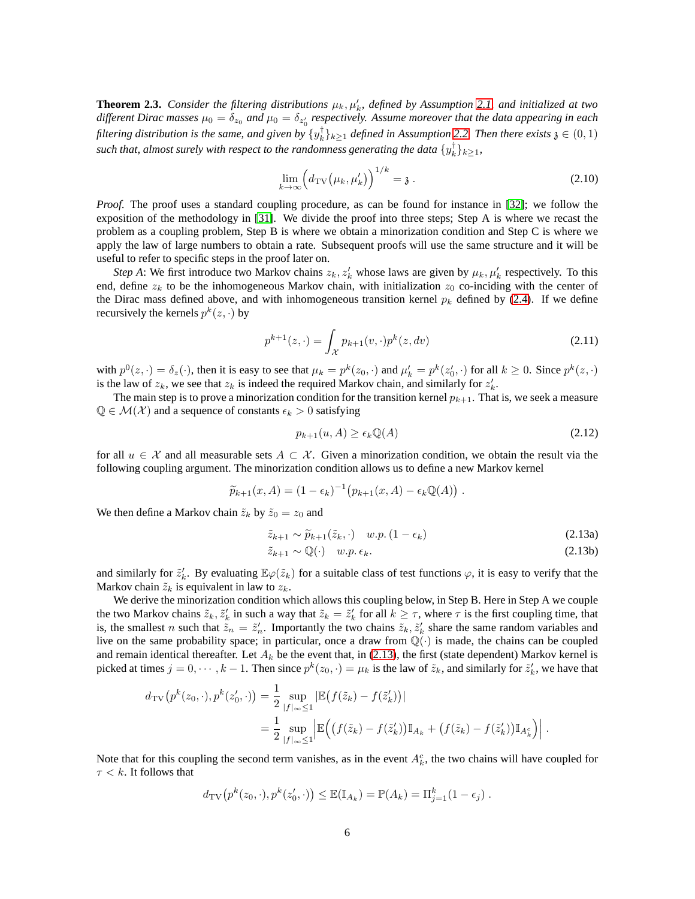**Theorem 2.3.** *Consider the filtering distributions $\mu_k, \mu'_k$, defined by Assumption 2.1 and initialized at two different Dirac masses $\mu_0 = \delta_{z_0}$ and $\mu_0 = \delta_{z'_0}$ respectively. Assume moreover that the data appearing in each filtering distribution is the same, and given by $\{y^\dagger_k\}_{k\geq 1}$ defined in Assumption 2.2. Then there exists $\mathfrak{z} \in (0,1)$ such that, almost surely with respect to the randomness generating the data $\{y^\dagger_k\}_{k\geq 1}$,*

$$\lim_{k\to\infty} \Big( d_{\mathrm{TV}}\big(\mu_k, \mu'_k\big) \Big)^{1/k} = \mathfrak{z} \,. \tag{2.10}$$

*Proof.* The proof uses a standard coupling procedure, as can be found for instance in [32]; we follow the exposition of the methodology in [31]. We divide the proof into three steps; Step A is where we recast the problem as a coupling problem, Step B is where we obtain a minorization condition and Step C is where we apply the law of large numbers to obtain a rate. Subsequent proofs will use the same structure and it will be useful to refer to specific steps in the proof later on.

*Step A*: We first introduce two Markov chains $z_k, z'_k$ whose laws are given by $\mu_k, \mu'_k$ respectively. To this end, define $z_k$ to be the inhomogeneous Markov chain, with initialization $z_0$ co-inciding with the center of the Dirac mass defined above, and with inhomogeneous transition kernel $p_k$ defined by (2.4). If we define recursively the kernels $p^k(z,\cdot)$ by

$$p^{k+1}(z,\cdot) = \int_{\mathcal{X}} p_{k+1}(v,\cdot)p^k(z,dv) \tag{2.11}$$

with $p^0(z,\cdot) = \delta_z(\cdot)$, then it is easy to see that $\mu_k = p^k(z_0,\cdot)$ and $\mu'_k = p^k(z'_0,\cdot)$ for all $k \geq 0$. Since $p^k(z,\cdot)$ is the law of $z_k$, we see that $z_k$ is indeed the required Markov chain, and similarly for $z'_k$.

The main step is to prove a minorization condition for the transition kernel $p_{k+1}$. That is, we seek a measure $\mathbb{Q} \in \mathcal{M}(\mathcal{X})$ and a sequence of constants $\epsilon_k > 0$ satisfying

$$p_{k+1}(u,A) \geq \epsilon_k \mathbb{Q}(A) \tag{2.12}$$

for all $u \in \mathcal{X}$ and all measurable sets $A \subset \mathcal{X}$. Given a minorization condition, we obtain the result via the following coupling argument. The minorization condition allows us to define a new Markov kernel

$$\widetilde{p}_{k+1}(x,A) = (1-\epsilon_k)^{-1}\big(p_{k+1}(x,A) - \epsilon_k\mathbb{Q}(A)\big) \,.$$

We then define a Markov chain $\tilde{z}_k$ by $\tilde{z}_0 = z_0$ and

$$\tilde{z}_{k+1} \sim \widetilde{p}_{k+1}(\tilde{z}_k,\cdot) \quad w.p.\, (1-\epsilon_k) \tag{2.13a}$$

$$\tilde{z}_{k+1} \sim \mathbb{Q}(\cdot) \quad w.p.\, \epsilon_k. \tag{2.13b}$$

and similarly for $\tilde{z}'_k$. By evaluating $\mathbb{E}\varphi(\tilde{z}_k)$ for a suitable class of test functions $\varphi$, it is easy to verify that the Markov chain $\tilde{z}_k$ is equivalent in law to $z_k$.

We derive the minorization condition which allows this coupling below, in Step B. Here in Step A we couple the two Markov chains $\tilde{z}_k, \tilde{z}'_k$ in such a way that $\tilde{z}_k = \tilde{z}'_k$ for all $k \geq \tau$, where $\tau$ is the first coupling time, that is, the smallest $n$ such that $\tilde{z}_n = \tilde{z}'_n$. Importantly the two chains $\tilde{z}_k, \tilde{z}'_k$ share the same random variables and live on the same probability space; in particular, once a draw from $\mathbb{Q}(\cdot)$ is made, the chains can be coupled and remain identical thereafter. Let $A_k$ be the event that, in (2.13), the first (state dependent) Markov kernel is picked at times $j = 0, \cdots, k-1$. Then since $p^k(z_0,\cdot) = \mu_k$ is the law of $\tilde{z}_k$, and similarly for $\tilde{z}'_k$, we have that

$$\begin{aligned} d_{\mathrm{TV}}\big(p^k(z_0,\cdot), p^k(z'_0,\cdot)\big) &= \frac{1}{2}\sup_{|f|_\infty\leq 1} \big|\mathbb{E}\big(f(\tilde{z}_k) - f(\tilde{z}'_k)\big)\big| \\ &= \frac{1}{2}\sup_{|f|_\infty\leq 1} \Big|\mathbb{E}\Big(\big(f(\tilde{z}_k) - f(\tilde{z}'_k)\big)\mathbb{I}_{A_k} + \big(f(\tilde{z}_k) - f(\tilde{z}'_k)\big)\mathbb{I}_{A^c_k}\Big)\Big| \,. \end{aligned}$$

Note that for this coupling the second term vanishes, as in the event $A^c_k$, the two chains will have coupled for $\tau < k$. It follows that

$$d_{\mathrm{TV}}\big(p^k(z_0,\cdot), p^k(z'_0,\cdot)\big) \leq \mathbb{E}(\mathbb{I}_{A_k}) = \mathbb{P}(A_k) = \Pi_{j=1}^k (1-\epsilon_j) \,.$$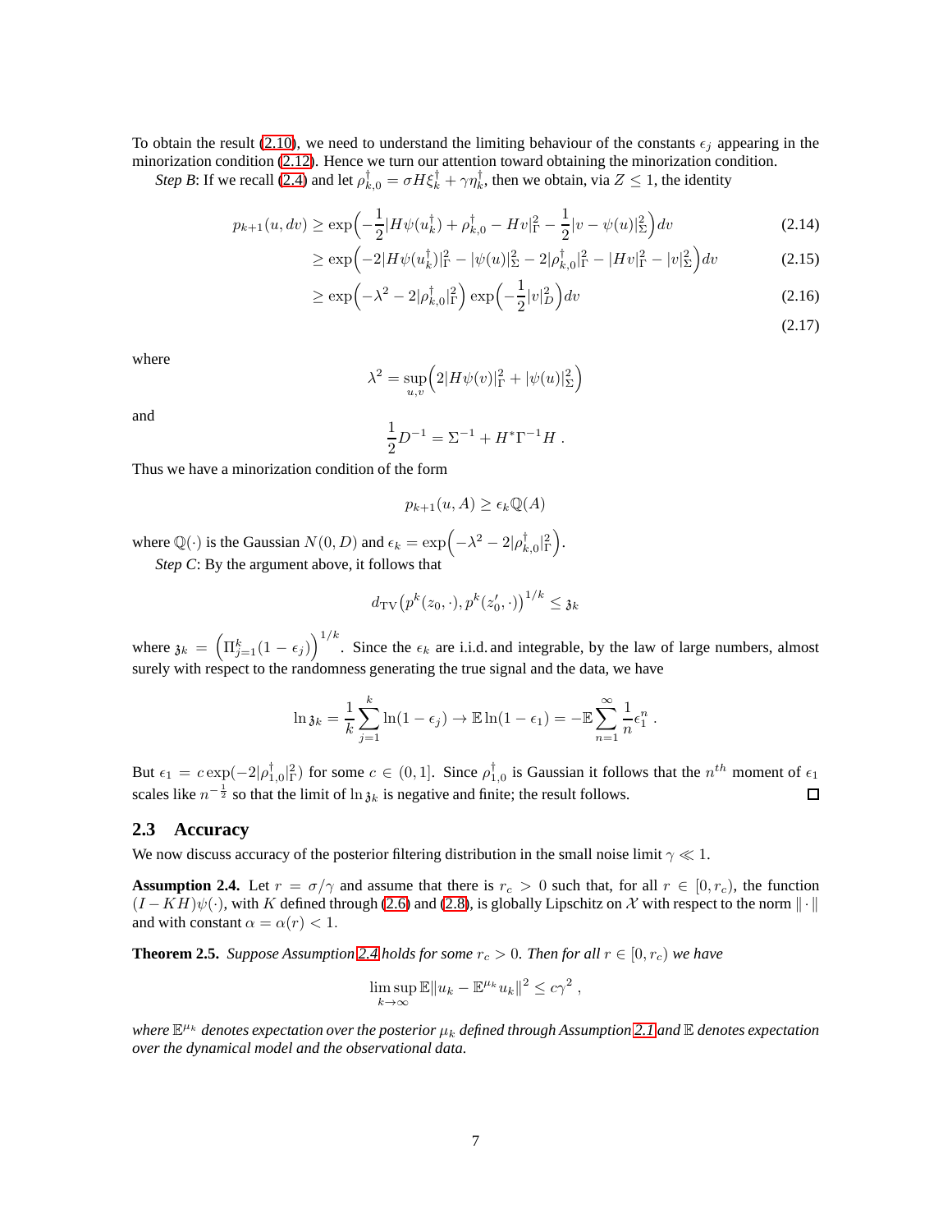To obtain the result (2.10), we need to understand the limiting behaviour of the constants $\epsilon_j$ appearing in the minorization condition (2.12). Hence we turn our attention toward obtaining the minorization condition.

*Step B*: If we recall (2.4) and let $\rho_{k,0}^\dagger = \sigma H \xi_k^\dagger + \gamma \eta_k^\dagger$, then we obtain, via $Z \leq 1$, the identity

$$
\begin{aligned}
p_{k+1}(u, dv) &\geq \exp\Big(-\frac{1}{2}|H\psi(u_k^\dagger) + \rho_{k,0}^\dagger - Hv|_\Gamma^2 - \frac{1}{2}|v - \psi(u)|_\Sigma^2\Big)dv && (2.14)\\
&\geq \exp\Big(-2|H\psi(u_k^\dagger)|_\Gamma^2 - |\psi(u)|_\Sigma^2 - 2|\rho_{k,0}^\dagger|_\Gamma^2 - |Hv|_\Gamma^2 - |v|_\Sigma^2\Big)dv && (2.15)\\
&\geq \exp\Big(-\lambda^2 - 2|\rho_{k,0}^\dagger|_\Gamma^2\Big)\exp\Big(-\frac{1}{2}|v|_D^2\Big)dv && (2.16)\\
& && (2.17)
\end{aligned}
$$

where

$$
\lambda^2 = \sup_{u,v}\Big(2|H\psi(v)|_\Gamma^2 + |\psi(u)|_\Sigma^2\Big)
$$

and

$$
\frac{1}{2}D^{-1} = \Sigma^{-1} + H^*\Gamma^{-1}H\ .
$$

Thus we have a minorization condition of the form

$$
p_{k+1}(u, A) \geq \epsilon_k \mathbb{Q}(A)
$$

where $\mathbb{Q}(\cdot)$ is the Gaussian $N(0, D)$ and $\epsilon_k = \exp\Big(-\lambda^2 - 2|\rho_{k,0}^\dagger|_\Gamma^2\Big)$.

*Step C*: By the argument above, it follows that

$$
d_{\mathrm{TV}}\big(p^k(z_0,\cdot), p^k(z_0',\cdot)\big)^{1/k} \leq \mathfrak{z}_k
$$

where $\mathfrak{z}_k = \Big(\Pi_{j=1}^k(1-\epsilon_j)\Big)^{1/k}$. Since the $\epsilon_k$ are i.i.d. and integrable, by the law of large numbers, almost surely with respect to the randomness generating the true signal and the data, we have

$$
\ln \mathfrak{z}_k = \frac{1}{k}\sum_{j=1}^k \ln(1-\epsilon_j) \to \mathbb{E}\ln(1-\epsilon_1) = -\mathbb{E}\sum_{n=1}^\infty \frac{1}{n}\epsilon_1^n\ .
$$

But $\epsilon_1 = c\exp(-2|\rho_{1,0}^\dagger|_\Gamma^2)$ for some $c \in (0,1]$. Since $\rho_{1,0}^\dagger$ is Gaussian it follows that the $n^{th}$ moment of $\epsilon_1$ scales like $n^{-\frac{1}{2}}$ so that the limit of $\ln \mathfrak{z}_k$ is negative and finite; the result follows. □

## 2.3 Accuracy

We now discuss accuracy of the posterior filtering distribution in the small noise limit $\gamma \ll 1$.

**Assumption 2.4.** Let $r = \sigma/\gamma$ and assume that there is $r_c > 0$ such that, for all $r \in [0, r_c)$, the function $(I - KH)\psi(\cdot)$, with $K$ defined through (2.6) and (2.8), is globally Lipschitz on $\mathcal{X}$ with respect to the norm $\|\cdot\|$ and with constant $\alpha = \alpha(r) < 1$.

**Theorem 2.5.** *Suppose Assumption 2.4 holds for some $r_c > 0$. Then for all $r \in [0, r_c)$ we have*

$$
\limsup_{k\to\infty} \mathbb{E}\|u_k - \mathbb{E}^{\mu_k}u_k\|^2 \leq c\gamma^2\ ,
$$

*where $\mathbb{E}^{\mu_k}$ denotes expectation over the posterior $\mu_k$ defined through Assumption 2.1 and $\mathbb{E}$ denotes expectation over the dynamical model and the observational data.*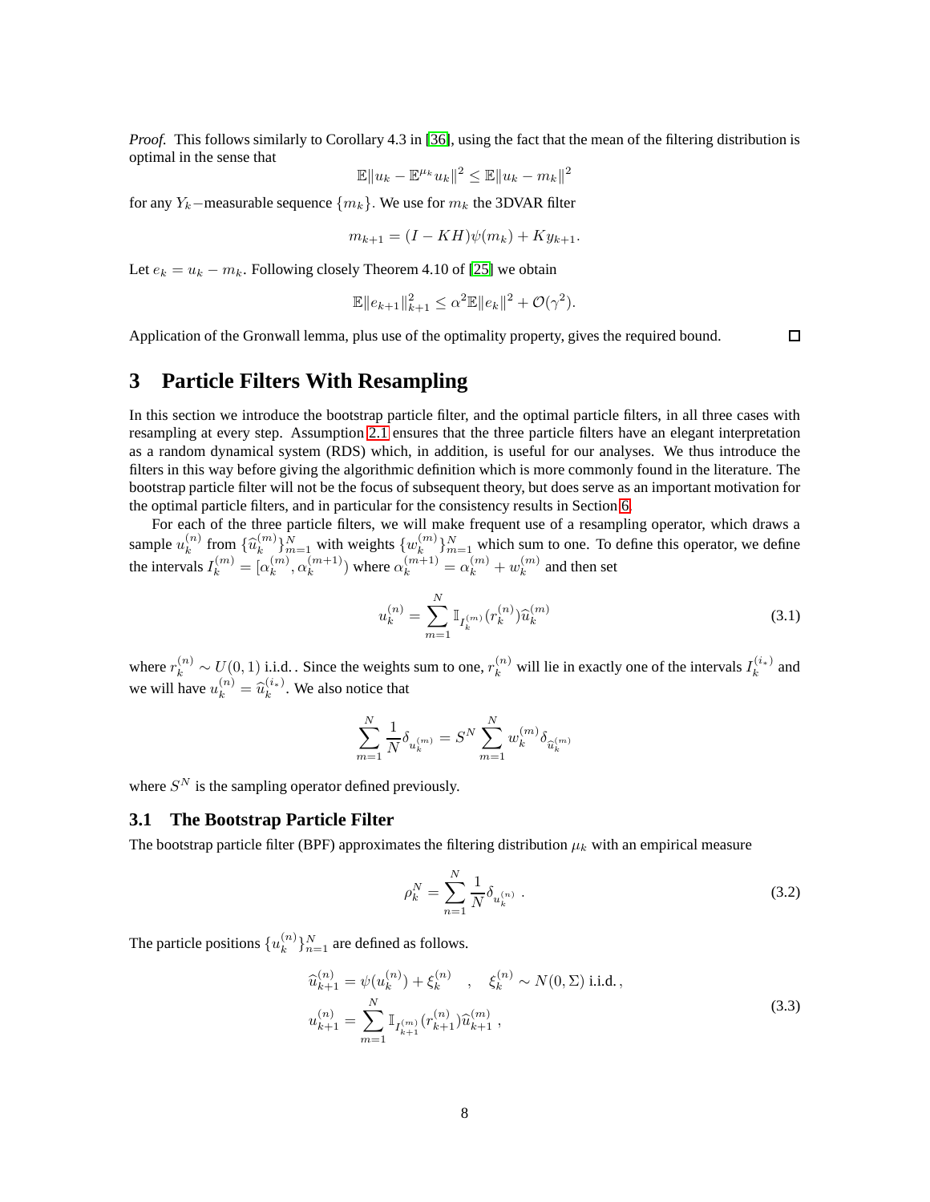*Proof.* This follows similarly to Corollary 4.3 in [36], using the fact that the mean of the filtering distribution is optimal in the sense that

$$\mathbb{E}\|u_k - \mathbb{E}^{\mu_k} u_k\|^2 \leq \mathbb{E}\|u_k - m_k\|^2$$

for any $Y_k-$measurable sequence $\{m_k\}$. We use for $m_k$ the 3DVAR filter

$$m_{k+1} = (I - KH)\psi(m_k) + K y_{k+1}.$$

Let $e_k = u_k - m_k$. Following closely Theorem 4.10 of [25] we obtain

$$\mathbb{E}\|e_{k+1}\|_{k+1}^2 \leq \alpha^2 \mathbb{E}\|e_k\|^2 + \mathcal{O}(\gamma^2).$$

Application of the Gronwall lemma, plus use of the optimality property, gives the required bound. □

# 3 Particle Filters With Resampling

In this section we introduce the bootstrap particle filter, and the optimal particle filters, in all three cases with resampling at every step. Assumption 2.1 ensures that the three particle filters have an elegant interpretation as a random dynamical system (RDS) which, in addition, is useful for our analyses. We thus introduce the filters in this way before giving the algorithmic definition which is more commonly found in the literature. The bootstrap particle filter will not be the focus of subsequent theory, but does serve as an important motivation for the optimal particle filters, and in particular for the consistency results in Section 6.

For each of the three particle filters, we will make frequent use of a resampling operator, which draws a sample $u_k^{(n)}$ from $\{\widehat{u}_k^{(m)}\}_{m=1}^N$ with weights $\{w_k^{(m)}\}_{m=1}^N$ which sum to one. To define this operator, we define the intervals $I_k^{(m)} = [\alpha_k^{(m)}, \alpha_k^{(m+1)})$ where $\alpha_k^{(m+1)} = \alpha_k^{(m)} + w_k^{(m)}$ and then set

$$u_k^{(n)} = \sum_{m=1}^N \mathbb{I}_{I_k^{(m)}}(r_k^{(n)}) \widehat{u}_k^{(m)} \tag{3.1}$$

where $r_k^{(n)} \sim U(0,1)$ i.i.d.. Since the weights sum to one, $r_k^{(n)}$ will lie in exactly one of the intervals $I_k^{(i_*)}$ and we will have $u_k^{(n)} = \widehat{u}_k^{(i_*)}$. We also notice that

$$\sum_{m=1}^N \frac{1}{N} \delta_{u_k^{(m)}} = S^N \sum_{m=1}^N w_k^{(m)} \delta_{\widehat{u}_k^{(m)}}$$

where $S^N$ is the sampling operator defined previously.

## 3.1 The Bootstrap Particle Filter

The bootstrap particle filter (BPF) approximates the filtering distribution $\mu_k$ with an empirical measure

$$\rho_k^N = \sum_{n=1}^N \frac{1}{N} \delta_{u_k^{(n)}} . \tag{3.2}$$

The particle positions $\{u_k^{(n)}\}_{n=1}^N$ are defined as follows.

$$\begin{aligned} \widehat{u}_{k+1}^{(n)} &= \psi(u_k^{(n)}) + \xi_k^{(n)} \quad , \quad \xi_k^{(n)} \sim N(0, \Sigma) \text{ i.i.d.}, \\ u_{k+1}^{(n)} &= \sum_{m=1}^N \mathbb{I}_{I_{k+1}^{(m)}}(r_{k+1}^{(n)}) \widehat{u}_{k+1}^{(m)} , \end{aligned} \tag{3.3}$$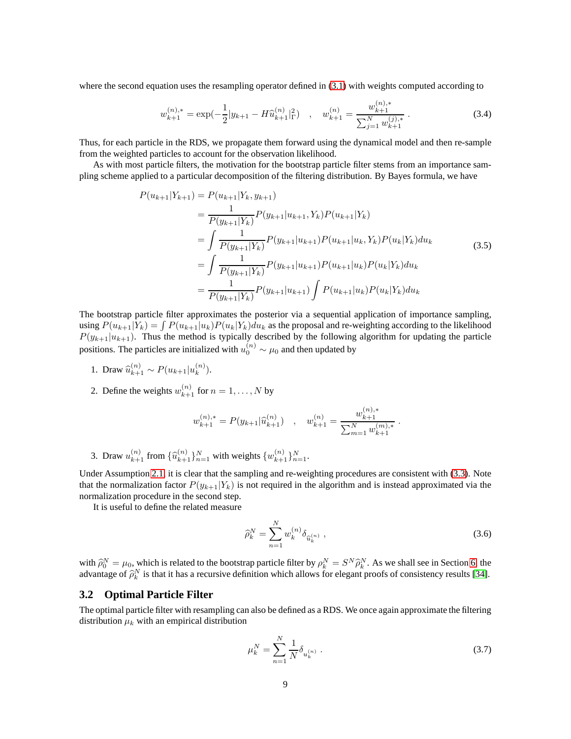where the second equation uses the resampling operator defined in (3.1) with weights computed according to

$$w_{k+1}^{(n),*} = \exp(-\frac{1}{2}|y_{k+1} - H\widehat{u}_{k+1}^{(n)}|_{\Gamma}^{2}) \quad , \quad w_{k+1}^{(n)} = \frac{w_{k+1}^{(n),*}}{\sum_{j=1}^{N} w_{k+1}^{(j),*}} . \tag{3.4}$$

Thus, for each particle in the RDS, we propagate them forward using the dynamical model and then re-sample from the weighted particles to account for the observation likelihood.

As with most particle filters, the motivation for the bootstrap particle filter stems from an importance sampling scheme applied to a particular decomposition of the filtering distribution. By Bayes formula, we have

$$\begin{aligned}
P(u_{k+1}|Y_{k+1}) &= P(u_{k+1}|Y_k, y_{k+1}) \\
&= \frac{1}{P(y_{k+1}|Y_k)} P(y_{k+1}|u_{k+1}, Y_k) P(u_{k+1}|Y_k) \\
&= \int \frac{1}{P(y_{k+1}|Y_k)} P(y_{k+1}|u_{k+1}) P(u_{k+1}|u_k, Y_k) P(u_k|Y_k) du_k \\
&= \int \frac{1}{P(y_{k+1}|Y_k)} P(y_{k+1}|u_{k+1}) P(u_{k+1}|u_k) P(u_k|Y_k) du_k \\
&= \frac{1}{P(y_{k+1}|Y_k)} P(y_{k+1}|u_{k+1}) \int P(u_{k+1}|u_k) P(u_k|Y_k) du_k
\end{aligned} \tag{3.5}$$

The bootstrap particle filter approximates the posterior via a sequential application of importance sampling, using $P(u_{k+1}|Y_k) = \int P(u_{k+1}|u_k)P(u_k|Y_k)du_k$ as the proposal and re-weighting according to the likelihood $P(y_{k+1}|u_{k+1})$. Thus the method is typically described by the following algorithm for updating the particle positions. The particles are initialized with $u_0^{(n)} \sim \mu_0$ and then updated by

1. Draw $\widehat{u}_{k+1}^{(n)} \sim P(u_{k+1}|u_k^{(n)})$.
2. Define the weights $w_{k+1}^{(n)}$ for $n = 1, \ldots, N$ by

$$w_{k+1}^{(n),*} = P(y_{k+1}|\widehat{u}_{k+1}^{(n)}) \quad , \quad w_{k+1}^{(n)} = \frac{w_{k+1}^{(n),*}}{\sum_{m=1}^{N} w_{k+1}^{(m),*}} .$$

3. Draw $u_{k+1}^{(n)}$ from $\{\widehat{u}_{k+1}^{(n)}\}_{n=1}^{N}$ with weights $\{w_{k+1}^{(n)}\}_{n=1}^{N}$.

Under Assumption 2.1 it is clear that the sampling and re-weighting procedures are consistent with (3.3). Note that the normalization factor $P(y_{k+1}|Y_k)$ is not required in the algorithm and is instead approximated via the normalization procedure in the second step.

It is useful to define the related measure

$$\widehat{\rho}_k^N = \sum_{n=1}^{N} w_k^{(n)} \delta_{\widehat{u}_k^{(n)}} , \tag{3.6}$$

with $\widehat{\rho}_0^N = \mu_0$, which is related to the bootstrap particle filter by $\rho_k^N = S^N \widehat{\rho}_k^N$. As we shall see in Section 6, the advantage of $\widehat{\rho}_k^N$ is that it has a recursive definition which allows for elegant proofs of consistency results [34].

## 3.2 Optimal Particle Filter

The optimal particle filter with resampling can also be defined as a RDS. We once again approximate the filtering distribution $\mu_k$ with an empirical distribution

$$\mu_k^N = \sum_{n=1}^{N} \frac{1}{N} \delta_{u_k^{(n)}} . \tag{3.7}$$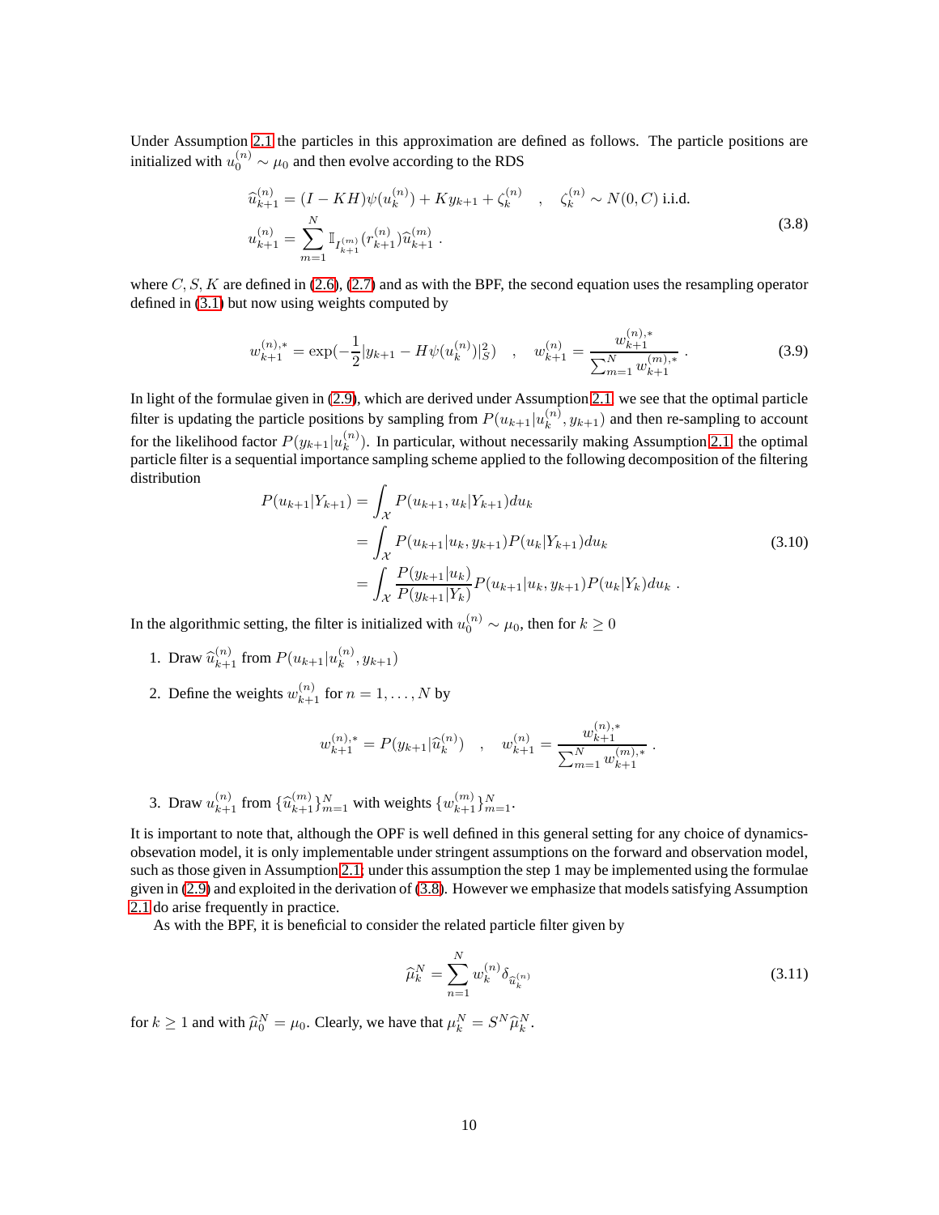Under Assumption 2.1 the particles in this approximation are defined as follows. The particle positions are initialized with $u_0^{(n)} \sim \mu_0$ and then evolve according to the RDS

$$
\begin{aligned}
\widehat{u}_{k+1}^{(n)} &= (I - KH)\psi(u_k^{(n)}) + Ky_{k+1} + \zeta_k^{(n)} \quad , \quad \zeta_k^{(n)} \sim N(0, C) \text{ i.i.d.} \\
u_{k+1}^{(n)} &= \sum_{m=1}^{N} \mathbb{I}_{I_{k+1}^{(m)}}(r_{k+1}^{(n)}) \widehat{u}_{k+1}^{(m)} .
\end{aligned}
\tag{3.8}
$$

where $C, S, K$ are defined in (2.6), (2.7) and as with the BPF, the second equation uses the resampling operator defined in (3.1) but now using weights computed by

$$
w_{k+1}^{(n),*} = \exp(-\frac{1}{2}|y_{k+1} - H\psi(u_k^{(n)})|_S^2) \quad , \quad w_{k+1}^{(n)} = \frac{w_{k+1}^{(n),*}}{\sum_{m=1}^{N} w_{k+1}^{(m),*}} . \tag{3.9}
$$

In light of the formulae given in (2.9), which are derived under Assumption 2.1 we see that the optimal particle filter is updating the particle positions by sampling from $P(u_{k+1}|u_k^{(n)}, y_{k+1})$ and then re-sampling to account for the likelihood factor $P(y_{k+1}|u_k^{(n)})$. In particular, without necessarily making Assumption 2.1 the optimal particle filter is a sequential importance sampling scheme applied to the following decomposition of the filtering distribution

$$
\begin{aligned}
P(u_{k+1}|Y_{k+1}) &= \int_{\mathcal{X}} P(u_{k+1}, u_k|Y_{k+1}) du_k \\
&= \int_{\mathcal{X}} P(u_{k+1}|u_k, y_{k+1}) P(u_k|Y_{k+1}) du_k \\
&= \int_{\mathcal{X}} \frac{P(y_{k+1}|u_k)}{P(y_{k+1}|Y_k)} P(u_{k+1}|u_k, y_{k+1}) P(u_k|Y_k) du_k .
\end{aligned}
\tag{3.10}
$$

In the algorithmic setting, the filter is initialized with $u_0^{(n)} \sim \mu_0$, then for $k \geq 0$

1. Draw $\widehat{u}_{k+1}^{(n)}$ from $P(u_{k+1}|u_k^{(n)}, y_{k+1})$
2. Define the weights $w_{k+1}^{(n)}$ for $n = 1, \ldots, N$ by

$$
w_{k+1}^{(n),*} = P(y_{k+1}|\widehat{u}_k^{(n)}) \quad , \quad w_{k+1}^{(n)} = \frac{w_{k+1}^{(n),*}}{\sum_{m=1}^{N} w_{k+1}^{(m),*}} .
$$

3. Draw $u_{k+1}^{(n)}$ from $\{\widehat{u}_{k+1}^{(m)}\}_{m=1}^N$ with weights $\{w_{k+1}^{(m)}\}_{m=1}^N$.

It is important to note that, although the OPF is well defined in this general setting for any choice of dynamics-obsevation model, it is only implementable under stringent assumptions on the forward and observation model, such as those given in Assumption 2.1; under this assumption the step 1 may be implemented using the formulae given in (2.9) and exploited in the derivation of (3.8). However we emphasize that models satisfying Assumption 2.1 do arise frequently in practice.

As with the BPF, it is beneficial to consider the related particle filter given by

$$
\widehat{\mu}_k^N = \sum_{n=1}^{N} w_k^{(n)} \delta_{\widehat{u}_k^{(n)}} \tag{3.11}
$$

for $k \geq 1$ and with $\widehat{\mu}_0^N = \mu_0$. Clearly, we have that $\mu_k^N = S^N \widehat{\mu}_k^N$.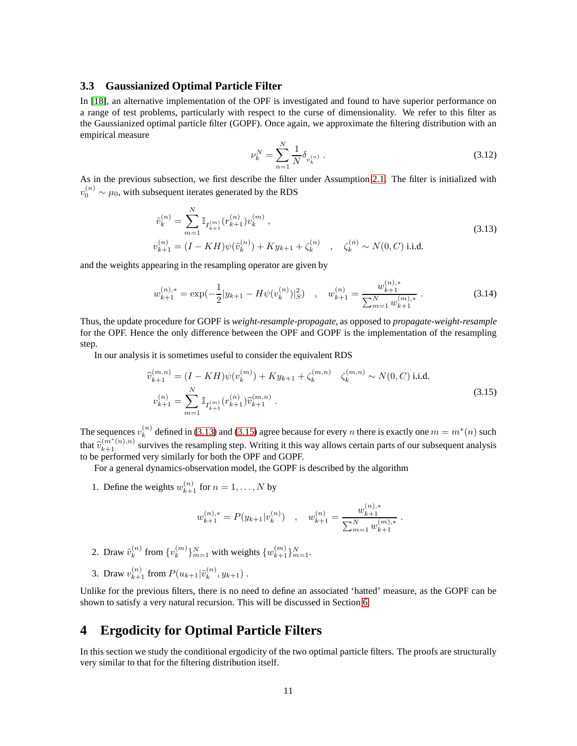### 3.3 Gaussianized Optimal Particle Filter

In [18], an alternative implementation of the OPF is investigated and found to have superior performance on a range of test problems, particularly with respect to the curse of dimensionality. We refer to this filter as the Gaussianized optimal particle filter (GOPF). Once again, we approximate the filtering distribution with an empirical measure

$$\nu_k^N = \sum_{n=1}^{N} \frac{1}{N} \delta_{v_k^{(n)}} \,. \tag{3.12}$$

As in the previous subsection, we first describe the filter under Assumption 2.1. The filter is initialized with $v_0^{(n)} \sim \mu_0$, with subsequent iterates generated by the RDS

$$\begin{aligned} \tilde{v}_k^{(n)} &= \sum_{m=1}^{N} \mathbb{I}_{I_{k+1}^{(m)}}(r_{k+1}^{(n)}) v_k^{(m)} \,, \\ v_{k+1}^{(n)} &= (I - KH)\psi(\tilde{v}_k^{(n)}) + K y_{k+1} + \zeta_k^{(n)} \quad , \quad \zeta_k^{(n)} \sim N(0, C) \text{ i.i.d.} \end{aligned} \tag{3.13}$$

and the weights appearing in the resampling operator are given by

$$w_{k+1}^{(n),*} = \exp(-\frac{1}{2}|y_{k+1} - H\psi(v_k^{(n)})|_S^2) \quad , \quad w_{k+1}^{(n)} = \frac{w_{k+1}^{(n),*}}{\sum_{m=1}^{N} w_{k+1}^{(m),*}} \,. \tag{3.14}$$

Thus, the update procedure for GOPF is *weight-resample-propagate*, as opposed to *propagate-weight-resample* for the OPF. Hence the only difference between the OPF and GOPF is the implementation of the resampling step.

In our analysis it is sometimes useful to consider the equivalent RDS

$$\begin{aligned} \widehat{v}_{k+1}^{(m,n)} &= (I - KH)\psi(v_k^{(m)}) + K y_{k+1} + \zeta_k^{(m,n)} \quad \zeta_k^{(m,n)} \sim N(0, C) \text{ i.i.d.} \\ v_{k+1}^{(n)} &= \sum_{m=1}^{N} \mathbb{I}_{I_{k+1}^{(m)}}(r_{k+1}^{(n)}) \widehat{v}_{k+1}^{(m,n)} \,. \end{aligned} \tag{3.15}$$

The sequences $v_k^{(n)}$ defined in (3.13) and (3.15) agree because for every $n$ there is exactly one $m = m^*(n)$ such that $\widehat{v}_{k+1}^{(m^*(n),n)}$ survives the resampling step. Writing it this way allows certain parts of our subsequent analysis to be performed very similarly for both the OPF and GOPF.

For a general dynamics-observation model, the GOPF is described by the algorithm

1. Define the weights $w_{k+1}^{(n)}$ for $n = 1, \dots, N$ by

$$w_{k+1}^{(n),*} = P(y_{k+1}|v_k^{(n)}) \quad , \quad w_{k+1}^{(n)} = \frac{w_{k+1}^{(n),*}}{\sum_{m=1}^{N} w_{k+1}^{(m),*}} \,.$$

2. Draw $\tilde{v}_k^{(n)}$ from $\{v_k^{(m)}\}_{m=1}^N$ with weights $\{w_{k+1}^{(m)}\}_{m=1}^N$.

3. Draw $v_{k+1}^{(n)}$ from $P(u_{k+1}|\tilde{v}_k^{(n)}, y_{k+1})$ .

Unlike for the previous filters, there is no need to define an associated 'hatted' measure, as the GOPF can be shown to satisfy a very natural recursion. This will be discussed in Section 6.

# 4 Ergodicity for Optimal Particle Filters

In this section we study the conditional ergodicity of the two optimal particle filters. The proofs are structurally very similar to that for the filtering distribution itself.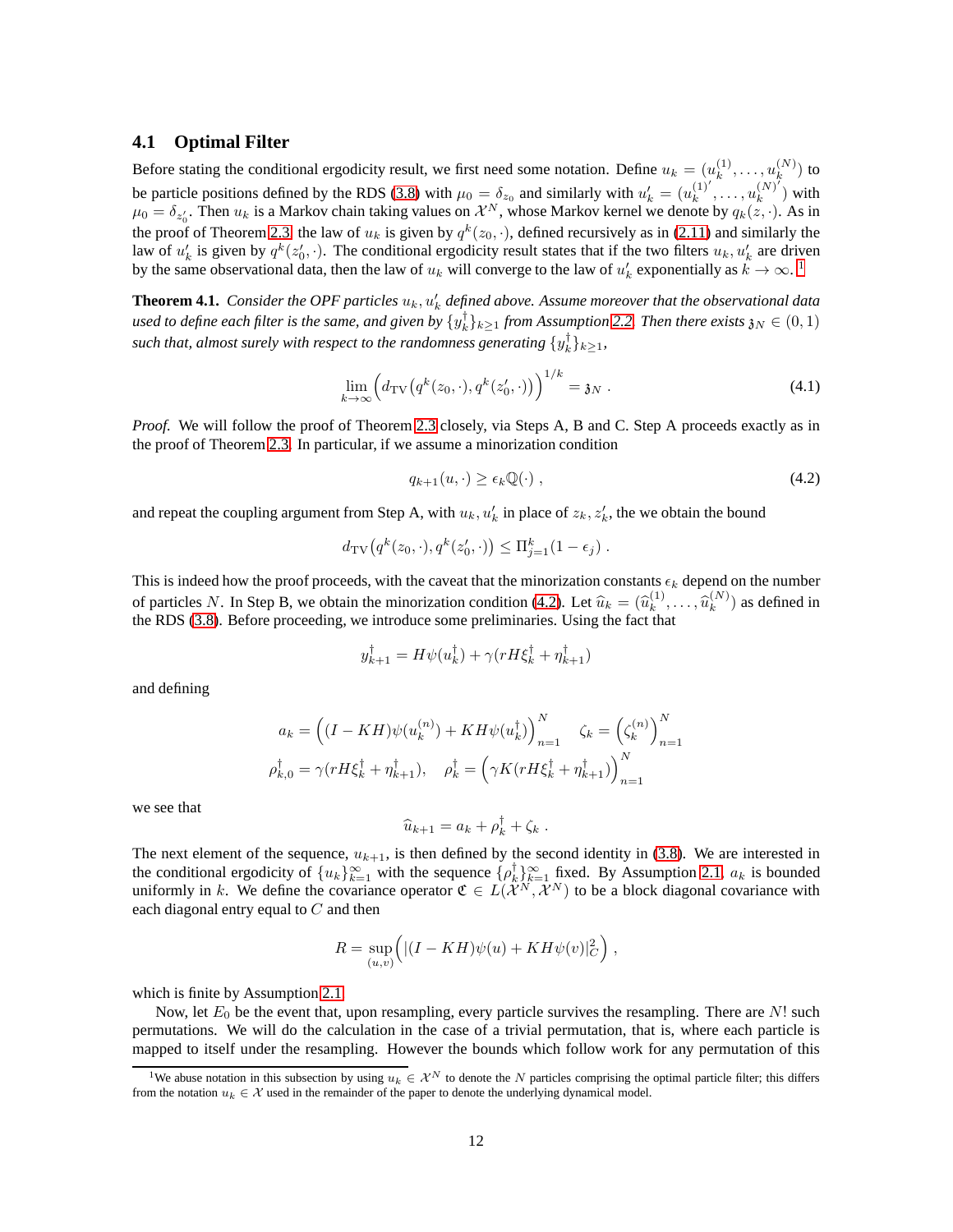### 4.1 Optimal Filter

Before stating the conditional ergodicity result, we first need some notation. Define $u_k = (u_k^{(1)}, \ldots, u_k^{(N)})$ to be particle positions defined by the RDS (3.8) with $\mu_0 = \delta_{z_0}$ and similarly with $u_k' = (u_k^{(1)'}, \ldots, u_k^{(N)'})$ with $\mu_0 = \delta_{z_0'}$. Then $u_k$ is a Markov chain taking values on $\mathcal{X}^N$, whose Markov kernel we denote by $q_k(z, \cdot)$. As in the proof of Theorem 2.3, the law of $u_k$ is given by $q^k(z_0, \cdot)$, defined recursively as in (2.11) and similarly the law of $u_k'$ is given by $q^k(z_0', \cdot)$. The conditional ergodicity result states that if the two filters $u_k, u_k'$ are driven by the same observational data, then the law of $u_k$ will converge to the law of $u_k'$ exponentially as $k \to \infty$. [1]

**Theorem 4.1.** *Consider the OPF particles $u_k, u_k'$ defined above. Assume moreover that the observational data used to define each filter is the same, and given by $\{y_k^\dagger\}_{k\geq 1}$ from Assumption 2.2. Then there exists $\mathfrak{z}_N \in (0,1)$ such that, almost surely with respect to the randomness generating $\{y_k^\dagger\}_{k\geq 1}$,*

$$
\lim_{k\to\infty} \Big( d_{\mathrm{TV}}\big(q^k(z_0, \cdot), q^k(z_0', \cdot)\big) \Big)^{1/k} = \mathfrak{z}_N \; . \tag{4.1}
$$

*Proof.* We will follow the proof of Theorem 2.3 closely, via Steps A, B and C. Step A proceeds exactly as in the proof of Theorem 2.3. In particular, if we assume a minorization condition

$$
q_{k+1}(u, \cdot) \geq \epsilon_k \mathbb{Q}(\cdot) \; , \tag{4.2}
$$

and repeat the coupling argument from Step A, with $u_k, u_k'$ in place of $z_k, z_k'$, the we obtain the bound

$$
d_{\mathrm{TV}}\big(q^k(z_0, \cdot), q^k(z_0', \cdot)\big) \leq \Pi_{j=1}^k (1 - \epsilon_j) \; .
$$

This is indeed how the proof proceeds, with the caveat that the minorization constants $\epsilon_k$ depend on the number of particles $N$. In Step B, we obtain the minorization condition (4.2). Let $\widehat{u}_k = (\widehat{u}_k^{(1)}, \ldots, \widehat{u}_k^{(N)})$ as defined in the RDS (3.8). Before proceeding, we introduce some preliminaries. Using the fact that

$$
y_{k+1}^\dagger = H\psi(u_k^\dagger) + \gamma(rH\xi_k^\dagger + \eta_{k+1}^\dagger)
$$

and defining

$$
a_k = \Big( (I - KH)\psi(u_k^{(n)}) + KH\psi(u_k^\dagger) \Big)_{n=1}^N \quad \zeta_k = \Big( \zeta_k^{(n)} \Big)_{n=1}^N
$$

$$
\rho_{k,0}^\dagger = \gamma(rH\xi_k^\dagger + \eta_{k+1}^\dagger), \quad \rho_k^\dagger = \Big( \gamma K (rH\xi_k^\dagger + \eta_{k+1}^\dagger) \Big)_{n=1}^N
$$

we see that

$$
\widehat{u}_{k+1} = a_k + \rho_k^\dagger + \zeta_k \; .
$$

The next element of the sequence, $u_{k+1}$, is then defined by the second identity in (3.8). We are interested in the conditional ergodicity of $\{u_k\}_{k=1}^\infty$ with the sequence $\{\rho_k^\dagger\}_{k=1}^\infty$ fixed. By Assumption 2.1, $a_k$ is bounded uniformly in $k$. We define the covariance operator $\mathfrak{C} \in L(\mathcal{X}^N, \mathcal{X}^N)$ to be a block diagonal covariance with each diagonal entry equal to $C$ and then

$$
R = \sup_{(u,v)} \Big( |(I - KH)\psi(u) + KH\psi(v)|_C^2 \Big) \; ,
$$

which is finite by Assumption 2.1.

Now, let $E_0$ be the event that, upon resampling, every particle survives the resampling. There are $N!$ such permutations. We will do the calculation in the case of a trivial permutation, that is, where each particle is mapped to itself under the resampling. However the bounds which follow work for any permutation of this

[1] We abuse notation in this subsection by using $u_k \in \mathcal{X}^N$ to denote the $N$ particles comprising the optimal particle filter; this differs from the notation $u_k \in \mathcal{X}$ used in the remainder of the paper to denote the underlying dynamical model.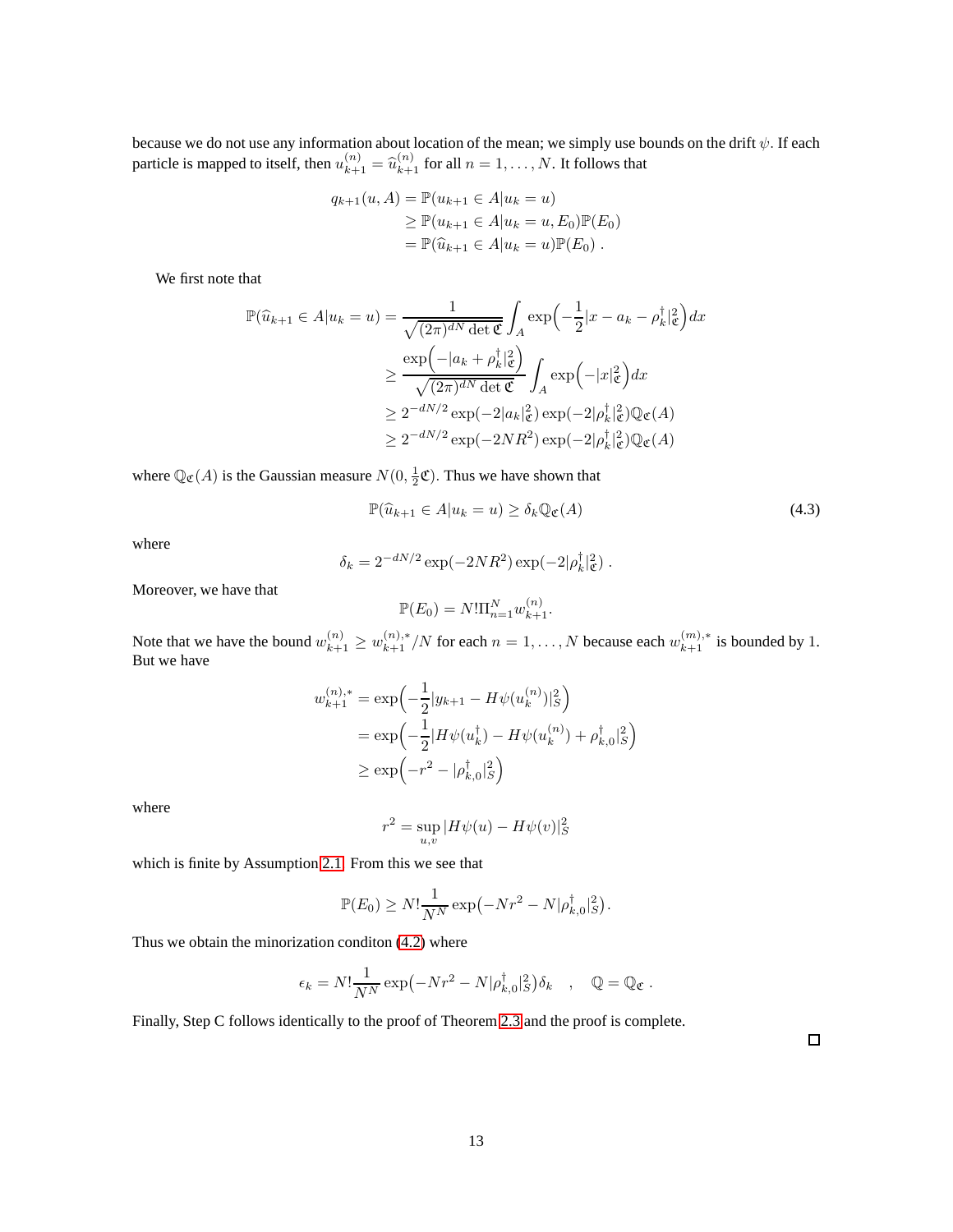because we do not use any information about location of the mean; we simply use bounds on the drift $\psi$. If each particle is mapped to itself, then $u_{k+1}^{(n)} = \widehat{u}_{k+1}^{(n)}$ for all $n = 1, \ldots, N$. It follows that

$$
\begin{aligned}
q_{k+1}(u, A) &= \mathbb{P}(u_{k+1} \in A | u_k = u) \\
&\geq \mathbb{P}(u_{k+1} \in A | u_k = u, E_0)\mathbb{P}(E_0) \\
&= \mathbb{P}(\widehat{u}_{k+1} \in A | u_k = u)\mathbb{P}(E_0) \; .
\end{aligned}
$$

We first note that

$$
\begin{aligned}
\mathbb{P}(\widehat{u}_{k+1} \in A | u_k = u) &= \frac{1}{\sqrt{(2\pi)^{dN} \det \mathfrak{C}}} \int_A \exp\Big(-\frac{1}{2}|x - a_k - \rho_k^\dagger|_{\mathfrak{C}}^2\Big) dx \\
&\geq \frac{\exp\Big(-|a_k + \rho_k^\dagger|_{\mathfrak{C}}^2\Big)}{\sqrt{(2\pi)^{dN} \det \mathfrak{C}}} \int_A \exp\Big(-|x|_{\mathfrak{C}}^2\Big) dx \\
&\geq 2^{-dN/2} \exp(-2|a_k|_{\mathfrak{C}}^2) \exp(-2|\rho_k^\dagger|_{\mathfrak{C}}^2) \mathbb{Q}_{\mathfrak{C}}(A) \\
&\geq 2^{-dN/2} \exp(-2NR^2) \exp(-2|\rho_k^\dagger|_{\mathfrak{C}}^2) \mathbb{Q}_{\mathfrak{C}}(A)
\end{aligned}
$$

where $\mathbb{Q}_{\mathfrak{C}}(A)$ is the Gaussian measure $N(0, \frac{1}{2}\mathfrak{C})$. Thus we have shown that

$$
\mathbb{P}(\widehat{u}_{k+1} \in A | u_k = u) \geq \delta_k \mathbb{Q}_{\mathfrak{C}}(A) \tag{4.3}
$$

where

$$
\delta_k = 2^{-dN/2} \exp(-2NR^2) \exp(-2|\rho_k^\dagger|_{\mathfrak{C}}^2) \; .
$$

Moreover, we have that

$$
\mathbb{P}(E_0) = N! \Pi_{n=1}^N w_{k+1}^{(n)} .
$$

Note that we have the bound $w_{k+1}^{(n)} \geq w_{k+1}^{(n),*}/N$ for each $n = 1, \ldots, N$ because each $w_{k+1}^{(m),*}$ is bounded by 1. But we have

$$
\begin{aligned}
w_{k+1}^{(n),*} &= \exp\Big(-\frac{1}{2}|y_{k+1} - H\psi(u_k^{(n)})|_S^2\Big) \\
&= \exp\Big(-\frac{1}{2}|H\psi(u_k^\dagger) - H\psi(u_k^{(n)}) + \rho_{k,0}^\dagger|_S^2\Big) \\
&\geq \exp\Big(-r^2 - |\rho_{k,0}^\dagger|_S^2\Big)
\end{aligned}
$$

where

$$
r^2 = \sup_{u,v} |H\psi(u) - H\psi(v)|_S^2
$$

which is finite by Assumption 2.1. From this we see that

$$
\mathbb{P}(E_0) \geq N! \frac{1}{N^N} \exp\big(-Nr^2 - N|\rho_{k,0}^\dagger|_S^2\big).
$$

Thus we obtain the minorization conditon (4.2) where

$$
\epsilon_k = N! \frac{1}{N^N} \exp\big(-Nr^2 - N|\rho_{k,0}^\dagger|_S^2\big) \delta_k \quad , \quad \mathbb{Q} = \mathbb{Q}_{\mathfrak{C}} \; .
$$

Finally, Step C follows identically to the proof of Theorem 2.3 and the proof is complete.

□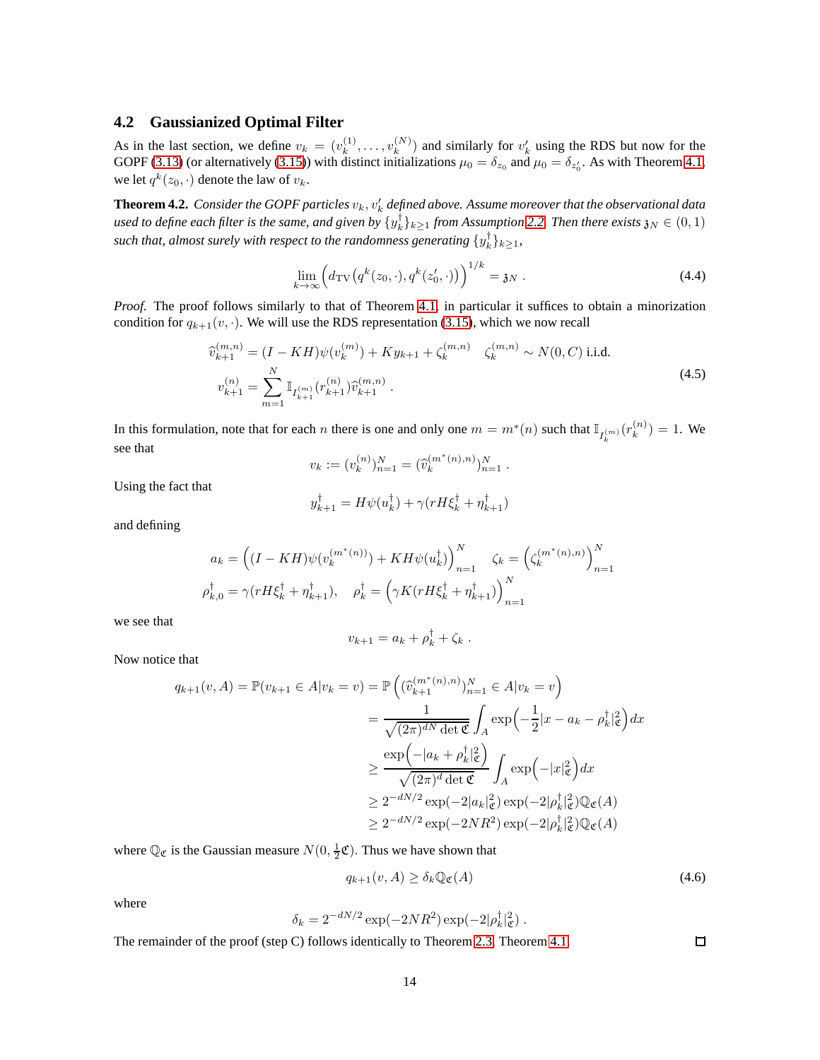## 4.2 Gaussianized Optimal Filter

As in the last section, we define $v_k = (v_k^{(1)}, \ldots, v_k^{(N)})$ and similarly for $v_k'$ using the RDS but now for the GOPF (3.13) (or alternatively (3.15)) with distinct initializations $\mu_0 = \delta_{z_0}$ and $\mu_0 = \delta_{z_0'}$. As with Theorem 4.1, we let $q^k(z_0, \cdot)$ denote the law of $v_k$.

**Theorem 4.2.** *Consider the GOPF particles $v_k, v_k'$ defined above. Assume moreover that the observational data used to define each filter is the same, and given by $\{y_k^\dagger\}_{k\geq 1}$ from Assumption 2.2. Then there exists $\mathfrak{z}_N \in (0,1)$ such that, almost surely with respect to the randomness generating $\{y_k^\dagger\}_{k\geq 1}$,*

$$\lim_{k\to\infty} \Big( d_{\mathrm{TV}}\big(q^k(z_0,\cdot), q^k(z_0',\cdot)\big)\Big)^{1/k} = \mathfrak{z}_N \ . \tag{4.4}$$

*Proof.* The proof follows similarly to that of Theorem 4.1, in particular it suffices to obtain a minorization condition for $q_{k+1}(v,\cdot)$. We will use the RDS representation (3.15), which we now recall

$$\begin{aligned}
\widehat{v}_{k+1}^{(m,n)} &= (I-KH)\psi(v_k^{(m)}) + Ky_{k+1} + \zeta_k^{(m,n)} \quad \zeta_k^{(m,n)} \sim N(0,C) \text{ i.i.d.} \\
v_{k+1}^{(n)} &= \sum_{m=1}^N \mathbb{I}_{I_{k+1}^{(m)}}(r_{k+1}^{(n)})\widehat{v}_{k+1}^{(m,n)} \ .
\end{aligned} \tag{4.5}$$

In this formulation, note that for each $n$ there is one and only one $m = m^*(n)$ such that $\mathbb{I}_{I_k^{(m)}}(r_k^{(n)}) = 1$. We see that

$$v_k := (v_k^{(n)})_{n=1}^N = (\widehat{v}_k^{(m^*(n),n)})_{n=1}^N \ .$$

Using the fact that

$$y_{k+1}^\dagger = H\psi(u_k^\dagger) + \gamma(rH\xi_k^\dagger + \eta_{k+1}^\dagger)$$

and defining

$$\begin{aligned}
a_k &= \Big((I-KH)\psi(v_k^{(m^*(n))}) + KH\psi(u_k^\dagger)\Big)_{n=1}^N \quad \zeta_k = \Big(\zeta_k^{(m^*(n),n)}\Big)_{n=1}^N \\
\rho_{k,0}^\dagger &= \gamma(rH\xi_k^\dagger + \eta_{k+1}^\dagger), \quad \rho_k^\dagger = \Big(\gamma K(rH\xi_k^\dagger + \eta_{k+1}^\dagger)\Big)_{n=1}^N
\end{aligned}$$

we see that

$$v_{k+1} = a_k + \rho_k^\dagger + \zeta_k \ .$$

Now notice that

$$\begin{aligned}
q_{k+1}(v,A) = \mathbb{P}(v_{k+1}\in A | v_k = v) &= \mathbb{P}\left( (\widehat{v}_{k+1}^{(m^*(n),n)})_{n=1}^N \in A | v_k = v\right) \\
&= \frac{1}{\sqrt{(2\pi)^{dN}\det \mathfrak{C}}}\int_A \exp\Big(-\frac{1}{2}|x - a_k - \rho_k^\dagger|_{\mathfrak{C}}^2\Big)dx \\
&\geq \frac{\exp\Big(-|a_k + \rho_k^\dagger|_{\mathfrak{C}}^2\Big)}{\sqrt{(2\pi)^d \det \mathfrak{C}}}\int_A \exp\Big(-|x|_{\mathfrak{C}}^2\Big)dx \\
&\geq 2^{-dN/2}\exp(-2|a_k|_{\mathfrak{C}}^2)\exp(-2|\rho_k^\dagger|_{\mathfrak{C}}^2)\mathbb{Q}_{\mathfrak{C}}(A) \\
&\geq 2^{-dN/2}\exp(-2NR^2)\exp(-2|\rho_k^\dagger|_{\mathfrak{C}}^2)\mathbb{Q}_{\mathfrak{C}}(A)
\end{aligned}$$

where $\mathbb{Q}_{\mathfrak{C}}$ is the Gaussian measure $N(0, \frac{1}{2}\mathfrak{C})$. Thus we have shown that

$$q_{k+1}(v,A) \geq \delta_k \mathbb{Q}_{\mathfrak{C}}(A) \tag{4.6}$$

where

$$\delta_k = 2^{-dN/2}\exp(-2NR^2)\exp(-2|\rho_k^\dagger|_{\mathfrak{C}}^2) \ .$$

The remainder of the proof (step C) follows identically to Theorem 2.3, Theorem 4.1. ∎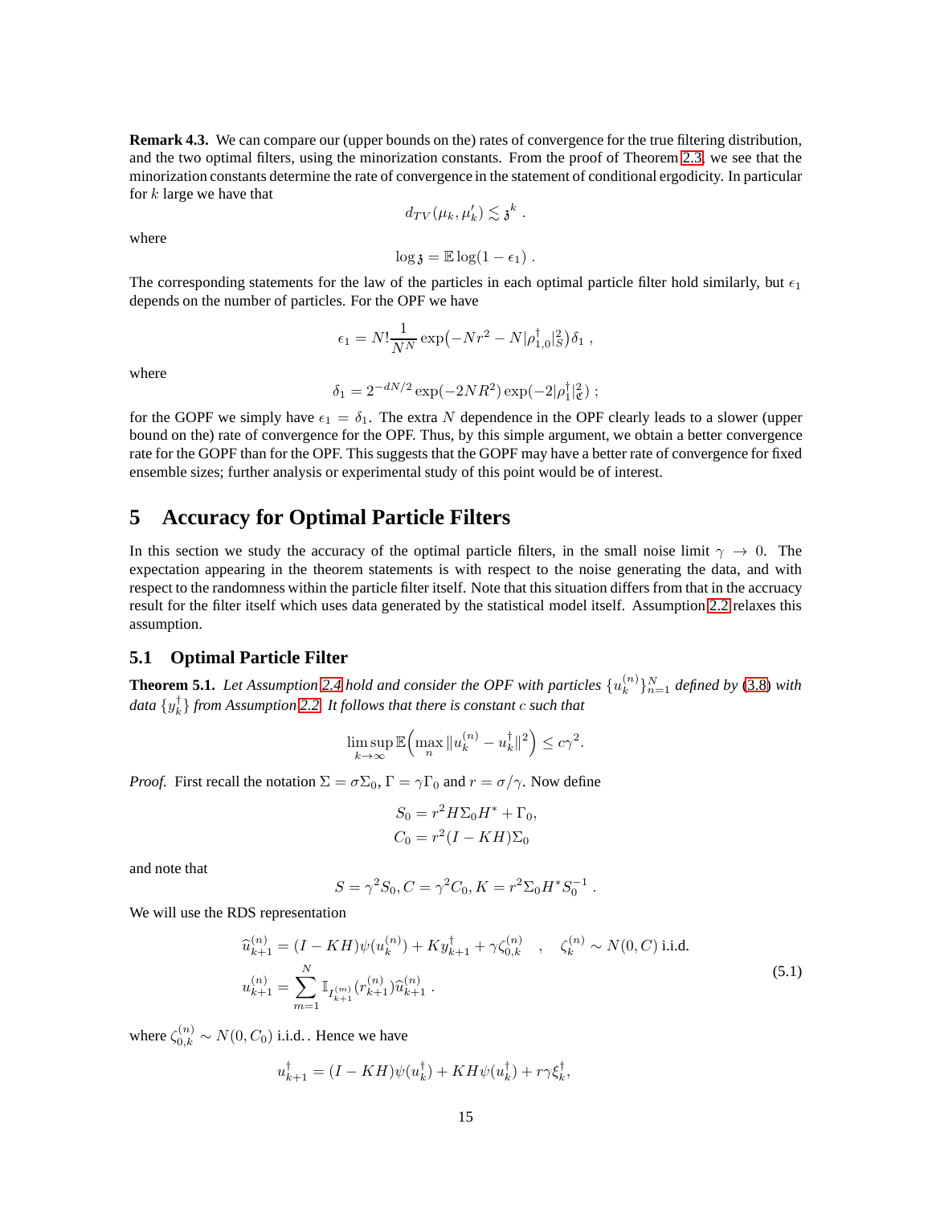**Remark 4.3.** We can compare our (upper bounds on the) rates of convergence for the true filtering distribution, and the two optimal filters, using the minorization constants. From the proof of Theorem 2.3, we see that the minorization constants determine the rate of convergence in the statement of conditional ergodicity. In particular for $k$ large we have that

$$d_{TV}(\mu_k, \mu'_k) \lesssim \mathfrak{z}^k \ .$$

where

$$\log \mathfrak{z} = \mathbb{E} \log(1 - \epsilon_1) \ .$$

The corresponding statements for the law of the particles in each optimal particle filter hold similarly, but $\epsilon_1$ depends on the number of particles. For the OPF we have

$$\epsilon_1 = N! \frac{1}{N^N} \exp\big(-Nr^2 - N|\rho_{1,0}^\dagger|_S^2\big)\delta_1 \ ,$$

where

$$\delta_1 = 2^{-dN/2} \exp(-2NR^2) \exp(-2|\rho_1^\dagger|_{\mathfrak{C}}^2) \ ;$$

for the GOPF we simply have $\epsilon_1 = \delta_1$. The extra $N$ dependence in the OPF clearly leads to a slower (upper bound on the) rate of convergence for the OPF. Thus, by this simple argument, we obtain a better convergence rate for the GOPF than for the OPF. This suggests that the GOPF may have a better rate of convergence for fixed ensemble sizes; further analysis or experimental study of this point would be of interest.

# 5 Accuracy for Optimal Particle Filters

In this section we study the accuracy of the optimal particle filters, in the small noise limit $\gamma \to 0$. The expectation appearing in the theorem statements is with respect to the noise generating the data, and with respect to the randomness within the particle filter itself. Note that this situation differs from that in the accuracy result for the filter itself which uses data generated by the statistical model itself. Assumption 2.2 relaxes this assumption.

## 5.1 Optimal Particle Filter

**Theorem 5.1.** *Let Assumption 2.4 hold and consider the OPF with particles $\{u_k^{(n)}\}_{n=1}^N$ defined by (3.8) with data $\{y_k^\dagger\}$ from Assumption 2.2. It follows that there is constant $c$ such that*

$$\limsup_{k\to\infty} \mathbb{E}\Big(\max_n \|u_k^{(n)} - u_k^\dagger\|^2\Big) \le c\gamma^2.$$

*Proof.* First recall the notation $\Sigma = \sigma\Sigma_0, \Gamma = \gamma\Gamma_0$ and $r = \sigma/\gamma$. Now define

$$S_0 = r^2 H \Sigma_0 H^* + \Gamma_0,$$
$$C_0 = r^2 (I - KH)\Sigma_0$$

and note that

$$S = \gamma^2 S_0, C = \gamma^2 C_0, K = r^2 \Sigma_0 H^* S_0^{-1} \ .$$

We will use the RDS representation

$$\begin{aligned}
\widehat{u}_{k+1}^{(n)} &= (I - KH)\psi(u_k^{(n)}) + K y_{k+1}^\dagger + \gamma \zeta_{0,k}^{(n)} \quad , \quad \zeta_k^{(n)} \sim N(0, C) \text{ i.i.d.} \\
u_{k+1}^{(n)} &= \sum_{m=1}^N \mathbb{I}_{I_{k+1}^{(m)}}(r_{k+1}^{(n)}) \widehat{u}_{k+1}^{(n)} \ .
\end{aligned} \tag{5.1}$$

where $\zeta_{0,k}^{(n)} \sim N(0, C_0)$ i.i.d.. Hence we have

$$u_{k+1}^\dagger = (I - KH)\psi(u_k^\dagger) + KH\psi(u_k^\dagger) + r\gamma \xi_k^\dagger,$$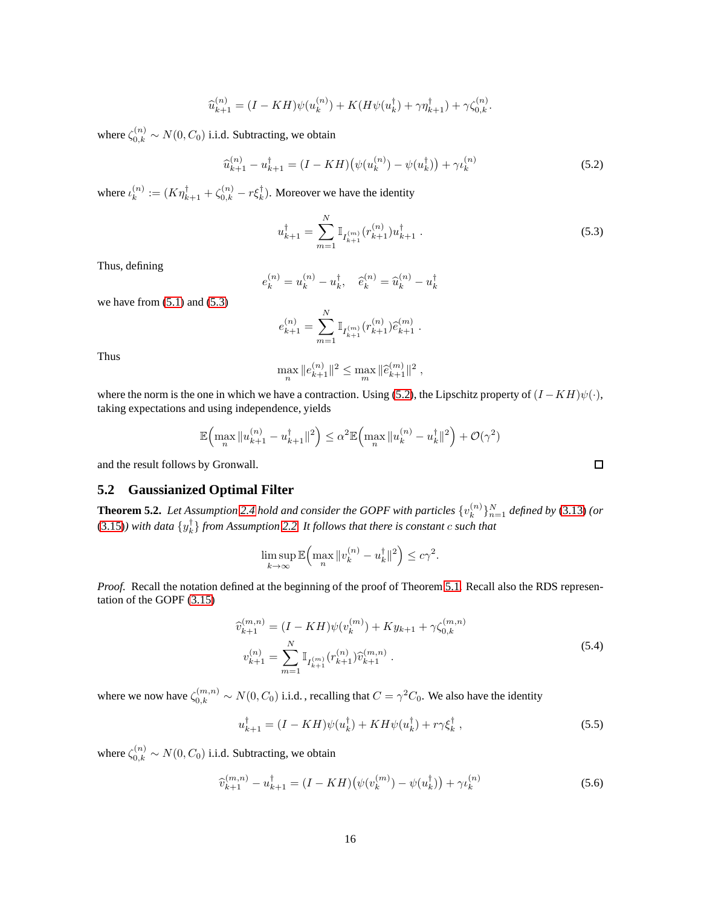$$\widehat{u}_{k+1}^{(n)} = (I - KH)\psi(u_k^{(n)}) + K(H\psi(u_k^\dagger) + \gamma\eta_{k+1}^\dagger) + \gamma\zeta_{0,k}^{(n)}.$$

where $\zeta_{0,k}^{(n)} \sim N(0, C_0)$ i.i.d. Subtracting, we obtain

$$\widehat{u}_{k+1}^{(n)} - u_{k+1}^\dagger = (I - KH)\big(\psi(u_k^{(n)}) - \psi(u_k^\dagger)\big) + \gamma\iota_k^{(n)} \tag{5.2}$$

where $\iota_k^{(n)} := (K\eta_{k+1}^\dagger + \zeta_{0,k}^{(n)} - r\xi_k^\dagger)$. Moreover we have the identity

$$u_{k+1}^\dagger = \sum_{m=1}^N \mathbb{I}_{I_{k+1}^{(m)}}(r_{k+1}^{(n)})u_{k+1}^\dagger\ . \tag{5.3}$$

Thus, defining

$$e_k^{(n)} = u_k^{(n)} - u_k^\dagger, \quad \widehat{e}_k^{(n)} = \widehat{u}_k^{(n)} - u_k^\dagger$$

we have from (5.1) and (5.3)

$$e_{k+1}^{(n)} = \sum_{m=1}^N \mathbb{I}_{I_{k+1}^{(m)}}(r_{k+1}^{(n)})\widehat{e}_{k+1}^{(m)}\ .$$

Thus

$$\max_n \|e_{k+1}^{(n)}\|^2 \le \max_m \|\widehat{e}_{k+1}^{(m)}\|^2\ ,$$

where the norm is the one in which we have a contraction. Using (5.2), the Lipschitz property of $(I - KH)\psi(\cdot)$, taking expectations and using independence, yields

$$\mathbb{E}\Big(\max_n \|u_{k+1}^{(n)} - u_{k+1}^\dagger\|^2\Big) \le \alpha^2\mathbb{E}\Big(\max_n \|u_k^{(n)} - u_k^\dagger\|^2\Big) + \mathcal{O}(\gamma^2)$$

and the result follows by Gronwall. □

## 5.2 Gaussianized Optimal Filter

**Theorem 5.2.** *Let Assumption 2.4 hold and consider the GOPF with particles $\{v_k^{(n)}\}_{n=1}^N$ defined by (3.13) (or (3.15)) with data $\{y_k^\dagger\}$ from Assumption 2.2. It follows that there is constant $c$ such that*

$$\limsup_{k\to\infty} \mathbb{E}\Big(\max_n \|v_k^{(n)} - u_k^\dagger\|^2\Big) \le c\gamma^2.$$

*Proof.* Recall the notation defined at the beginning of the proof of Theorem 5.1. Recall also the RDS representation of the GOPF (3.15)

$$\begin{aligned}
\widehat{v}_{k+1}^{(m,n)} &= (I - KH)\psi(v_k^{(m)}) + Ky_{k+1} + \gamma\zeta_{0,k}^{(m,n)}\\
v_{k+1}^{(n)} &= \sum_{m=1}^N \mathbb{I}_{I_{k+1}^{(m)}}(r_{k+1}^{(n)})\widehat{v}_{k+1}^{(m,n)}\ .
\end{aligned} \tag{5.4}$$

where we now have $\zeta_{0,k}^{(m,n)} \sim N(0, C_0)$ i.i.d., recalling that $C = \gamma^2 C_0$. We also have the identity

$$u_{k+1}^\dagger = (I - KH)\psi(u_k^\dagger) + KH\psi(u_k^\dagger) + r\gamma\xi_k^\dagger\ , \tag{5.5}$$

where $\zeta_{0,k}^{(n)} \sim N(0, C_0)$ i.i.d. Subtracting, we obtain

$$\widehat{v}_{k+1}^{(m,n)} - u_{k+1}^\dagger = (I - KH)\big(\psi(v_k^{(m)}) - \psi(u_k^\dagger)\big) + \gamma\iota_k^{(n)} \tag{5.6}$$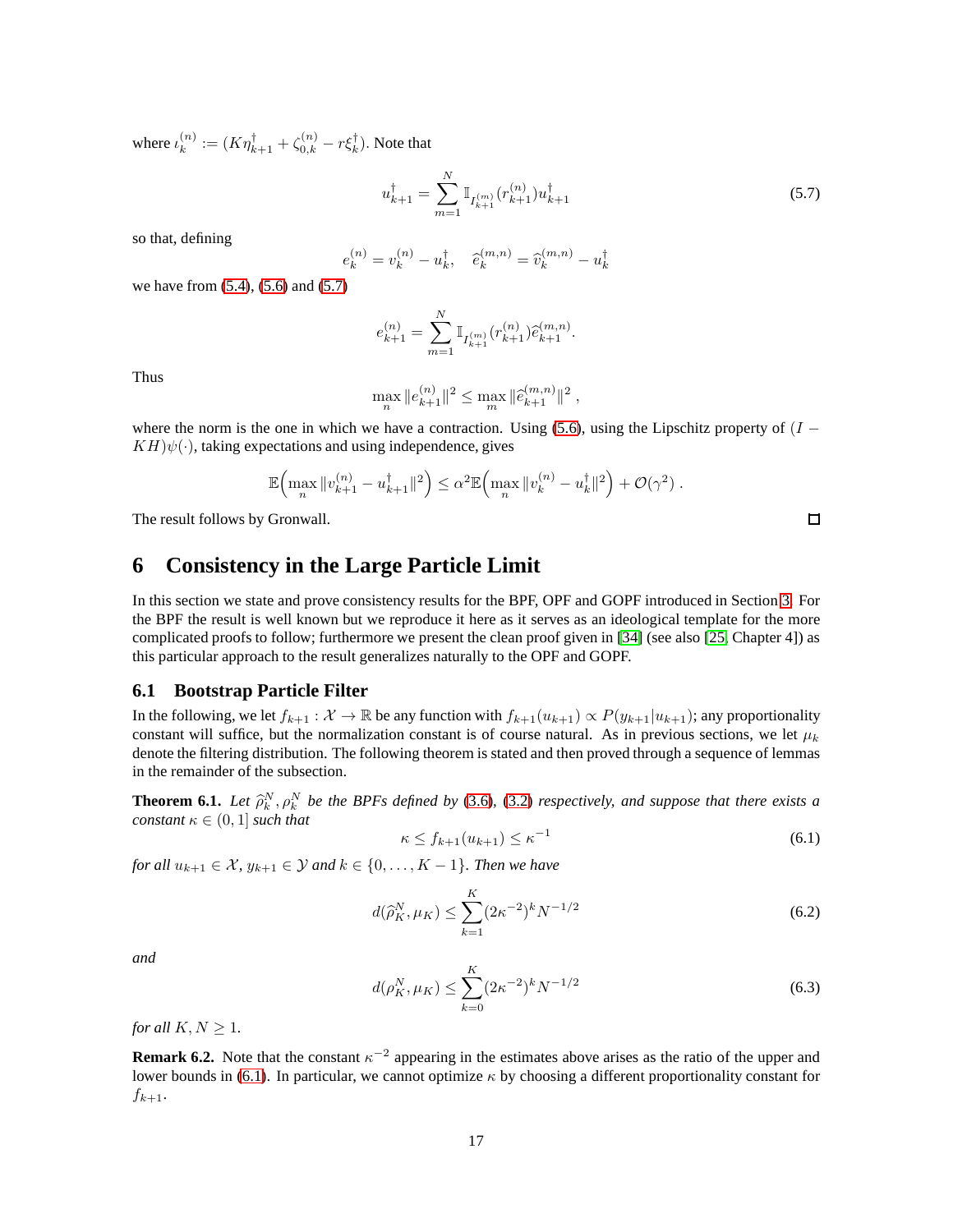where $\iota_k^{(n)} := (K\eta_{k+1}^\dagger + \zeta_{0,k}^{(n)} - r\xi_k^\dagger)$. Note that

$$
u_{k+1}^\dagger = \sum_{m=1}^{N} \mathbb{I}_{I_{k+1}^{(m)}}(r_{k+1}^{(n)}) u_{k+1}^\dagger \tag{5.7}
$$

so that, defining

$$
e_k^{(n)} = v_k^{(n)} - u_k^\dagger, \quad \widehat{e}_k^{(m,n)} = \widehat{v}_k^{(m,n)} - u_k^\dagger
$$

we have from (5.4), (5.6) and (5.7)

$$
e_{k+1}^{(n)} = \sum_{m=1}^{N} \mathbb{I}_{I_{k+1}^{(m)}}(r_{k+1}^{(n)}) \widehat{e}_{k+1}^{(m,n)}.
$$

Thus

$$
\max_n \|e_{k+1}^{(n)}\|^2 \leq \max_m \|\widehat{e}_{k+1}^{(m,n)}\|^2 ,
$$

where the norm is the one in which we have a contraction. Using (5.6), using the Lipschitz property of $(I - KH)\psi(\cdot)$, taking expectations and using independence, gives

$$
\mathbb{E}\Big(\max_n \|v_{k+1}^{(n)} - u_{k+1}^\dagger\|^2\Big) \leq \alpha^2 \mathbb{E}\Big(\max_n \|v_k^{(n)} - u_k^\dagger\|^2\Big) + \mathcal{O}(\gamma^2) .
$$

The result follows by Gronwall. □

# 6 Consistency in the Large Particle Limit

In this section we state and prove consistency results for the BPF, OPF and GOPF introduced in Section 3. For the BPF the result is well known but we reproduce it here as it serves as an ideological template for the more complicated proofs to follow; furthermore we present the clean proof given in [34] (see also [25, Chapter 4]) as this particular approach to the result generalizes naturally to the OPF and GOPF.

## 6.1 Bootstrap Particle Filter

In the following, we let $f_{k+1} : \mathcal{X} \to \mathbb{R}$ be any function with $f_{k+1}(u_{k+1}) \propto P(y_{k+1}|u_{k+1})$; any proportionality constant will suffice, but the normalization constant is of course natural. As in previous sections, we let $\mu_k$ denote the filtering distribution. The following theorem is stated and then proved through a sequence of lemmas in the remainder of the subsection.

**Theorem 6.1.** *Let $\widehat{\rho}_k^N, \rho_k^N$ be the BPFs defined by (3.6), (3.2) respectively, and suppose that there exists a constant $\kappa \in (0, 1]$ such that*

$$
\kappa \leq f_{k+1}(u_{k+1}) \leq \kappa^{-1} \tag{6.1}
$$

*for all $u_{k+1} \in \mathcal{X}$, $y_{k+1} \in \mathcal{Y}$ and $k \in \{0, \dots, K-1\}$. Then we have*

$$
d(\widehat{\rho}_K^N, \mu_K) \leq \sum_{k=1}^{K} (2\kappa^{-2})^k N^{-1/2} \tag{6.2}
$$

*and*

$$
d(\rho_K^N, \mu_K) \leq \sum_{k=0}^{K} (2\kappa^{-2})^k N^{-1/2} \tag{6.3}
$$

*for all $K, N \geq 1$.*

**Remark 6.2.** Note that the constant $\kappa^{-2}$ appearing in the estimates above arises as the ratio of the upper and lower bounds in (6.1). In particular, we cannot optimize $\kappa$ by choosing a different proportionality constant for $f_{k+1}$.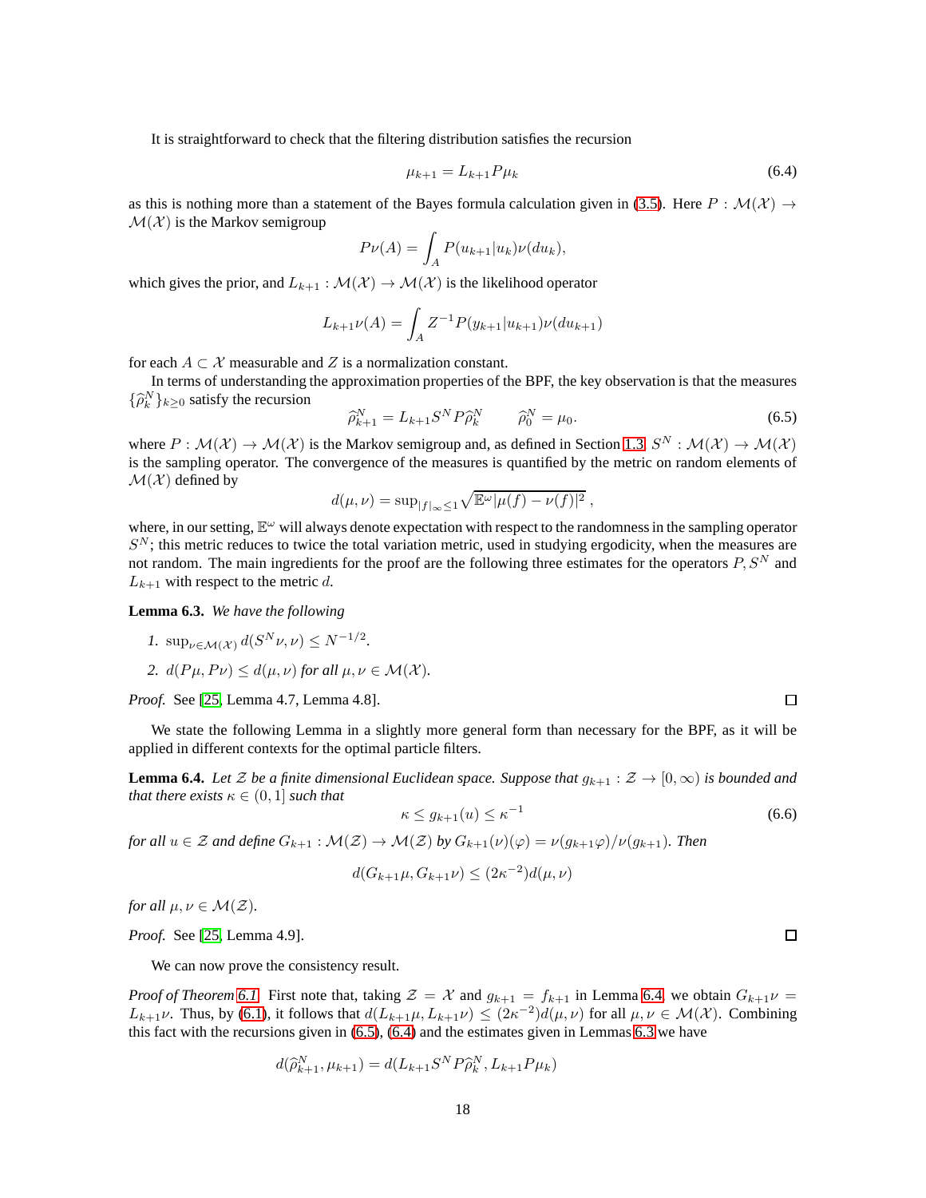It is straightforward to check that the filtering distribution satisfies the recursion

$$\mu_{k+1} = L_{k+1} P \mu_k \tag{6.4}$$

as this is nothing more than a statement of the Bayes formula calculation given in (3.5). Here $P : \mathcal{M}(\mathcal{X}) \to \mathcal{M}(\mathcal{X})$ is the Markov semigroup

$$P\nu(A) = \int_A P(u_{k+1}|u_k)\nu(du_k),$$

which gives the prior, and $L_{k+1} : \mathcal{M}(\mathcal{X}) \to \mathcal{M}(\mathcal{X})$ is the likelihood operator

$$L_{k+1}\nu(A) = \int_A Z^{-1} P(y_{k+1}|u_{k+1})\nu(du_{k+1})$$

for each $A \subset \mathcal{X}$ measurable and $Z$ is a normalization constant.

In terms of understanding the approximation properties of the BPF, the key observation is that the measures $\{\widehat{\rho}_k^N\}_{k\geq 0}$ satisfy the recursion

$$\widehat{\rho}_{k+1}^N = L_{k+1} S^N P \widehat{\rho}_k^N \qquad \widehat{\rho}_0^N = \mu_0. \tag{6.5}$$

where $P : \mathcal{M}(\mathcal{X}) \to \mathcal{M}(\mathcal{X})$ is the Markov semigroup and, as defined in Section 1.3, $S^N : \mathcal{M}(\mathcal{X}) \to \mathcal{M}(\mathcal{X})$ is the sampling operator. The convergence of the measures is quantified by the metric on random elements of $\mathcal{M}(\mathcal{X})$ defined by

$$d(\mu, \nu) = \sup_{|f|_\infty \leq 1} \sqrt{\mathbb{E}^\omega |\mu(f) - \nu(f)|^2}\,,$$

where, in our setting, $\mathbb{E}^\omega$ will always denote expectation with respect to the randomness in the sampling operator $S^N$; this metric reduces to twice the total variation metric, used in studying ergodicity, when the measures are not random. The main ingredients for the proof are the following three estimates for the operators $P, S^N$ and $L_{k+1}$ with respect to the metric $d$.

**Lemma 6.3.** *We have the following*

1. $\sup_{\nu \in \mathcal{M}(\mathcal{X})} d(S^N \nu, \nu) \leq N^{-1/2}$.
2. $d(P\mu, P\nu) \leq d(\mu, \nu)$ *for all* $\mu, \nu \in \mathcal{M}(\mathcal{X})$.

*Proof.* See [25, Lemma 4.7, Lemma 4.8]. ∎

We state the following Lemma in a slightly more general form than necessary for the BPF, as it will be applied in different contexts for the optimal particle filters.

**Lemma 6.4.** *Let $\mathcal{Z}$ be a finite dimensional Euclidean space. Suppose that $g_{k+1} : \mathcal{Z} \to [0, \infty)$ is bounded and that there exists $\kappa \in (0, 1]$ such that*

$$\kappa \leq g_{k+1}(u) \leq \kappa^{-1} \tag{6.6}$$

*for all $u \in \mathcal{Z}$ and define $G_{k+1} : \mathcal{M}(\mathcal{Z}) \to \mathcal{M}(\mathcal{Z})$ by $G_{k+1}(\nu)(\varphi) = \nu(g_{k+1}\varphi)/\nu(g_{k+1})$. Then*

$$d(G_{k+1}\mu, G_{k+1}\nu) \leq (2\kappa^{-2}) d(\mu, \nu)$$

*for all $\mu, \nu \in \mathcal{M}(\mathcal{Z})$.*

*Proof.* See [25, Lemma 4.9]. ∎

We can now prove the consistency result.

*Proof of Theorem 6.1.* First note that, taking $\mathcal{Z} = \mathcal{X}$ and $g_{k+1} = f_{k+1}$ in Lemma 6.4, we obtain $G_{k+1}\nu = L_{k+1}\nu$. Thus, by (6.1), it follows that $d(L_{k+1}\mu, L_{k+1}\nu) \leq (2\kappa^{-2}) d(\mu, \nu)$ for all $\mu, \nu \in \mathcal{M}(\mathcal{X})$. Combining this fact with the recursions given in (6.5), (6.4) and the estimates given in Lemmas 6.3 we have

$$d(\widehat{\rho}_{k+1}^N, \mu_{k+1}) = d(L_{k+1} S^N P \widehat{\rho}_k^N, L_{k+1} P \mu_k)$$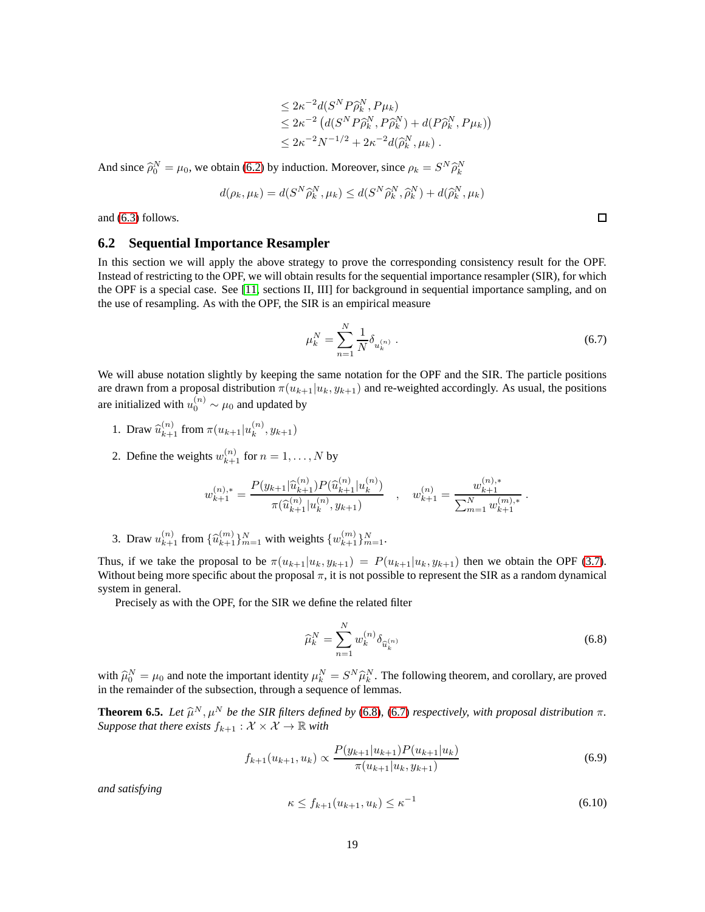$$
\begin{aligned}
&\leq 2\kappa^{-2} d(S^N P\widehat{\rho}_k^N, P\mu_k) \\
&\leq 2\kappa^{-2}\left(d(S^N P\widehat{\rho}_k^N, P\widehat{\rho}_k^N) + d(P\widehat{\rho}_k^N, P\mu_k)\right) \\
&\leq 2\kappa^{-2} N^{-1/2} + 2\kappa^{-2} d(\widehat{\rho}_k^N, \mu_k)\ .
\end{aligned}
$$

And since $\widehat{\rho}_0^N = \mu_0$, we obtain (6.2) by induction. Moreover, since $\rho_k = S^N \widehat{\rho}_k^N$

$$
d(\rho_k, \mu_k) = d(S^N\widehat{\rho}_k^N, \mu_k) \leq d(S^N\widehat{\rho}_k^N, \widehat{\rho}_k^N) + d(\widehat{\rho}_k^N, \mu_k)
$$

and (6.3) follows. □

## 6.2 Sequential Importance Resampler

In this section we will apply the above strategy to prove the corresponding consistency result for the OPF. Instead of restricting to the OPF, we will obtain results for the sequential importance resampler (SIR), for which the OPF is a special case. See [11, sections II, III] for background in sequential importance sampling, and on the use of resampling. As with the OPF, the SIR is an empirical measure

$$
\mu_k^N = \sum_{n=1}^{N} \frac{1}{N}\delta_{u_k^{(n)}}\ . \tag{6.7}
$$

We will abuse notation slightly by keeping the same notation for the OPF and the SIR. The particle positions are drawn from a proposal distribution $\pi(u_{k+1}|u_k, y_{k+1})$ and re-weighted accordingly. As usual, the positions are initialized with $u_0^{(n)} \sim \mu_0$ and updated by

1. Draw $\widehat{u}_{k+1}^{(n)}$ from $\pi(u_{k+1}|u_k^{(n)}, y_{k+1})$
2. Define the weights $w_{k+1}^{(n)}$ for $n = 1, \ldots, N$ by

$$
w_{k+1}^{(n),*} = \frac{P(y_{k+1}|\widehat{u}_{k+1}^{(n)})P(\widehat{u}_{k+1}^{(n)}|u_k^{(n)})}{\pi(\widehat{u}_{k+1}^{(n)}|u_k^{(n)}, y_{k+1})} \quad , \quad w_{k+1}^{(n)} = \frac{w_{k+1}^{(n),*}}{\sum_{m=1}^{N} w_{k+1}^{(m),*}}\ .
$$

3. Draw $u_{k+1}^{(n)}$ from $\{\widehat{u}_{k+1}^{(m)}\}_{m=1}^{N}$ with weights $\{w_{k+1}^{(m)}\}_{m=1}^{N}$.

Thus, if we take the proposal to be $\pi(u_{k+1}|u_k, y_{k+1}) = P(u_{k+1}|u_k, y_{k+1})$ then we obtain the OPF (3.7). Without being more specific about the proposal $\pi$, it is not possible to represent the SIR as a random dynamical system in general.

Precisely as with the OPF, for the SIR we define the related filter

$$
\widehat{\mu}_k^N = \sum_{n=1}^{N} w_k^{(n)} \delta_{\widehat{u}_k^{(n)}} \tag{6.8}
$$

with $\widehat{\mu}_0^N = \mu_0$ and note the important identity $\mu_k^N = S^N \widehat{\mu}_k^N$. The following theorem, and corollary, are proved in the remainder of the subsection, through a sequence of lemmas.

**Theorem 6.5.** *Let $\widehat{\mu}^N, \mu^N$ be the SIR filters defined by (6.8), (6.7) respectively, with proposal distribution $\pi$. Suppose that there exists $f_{k+1} : \mathcal{X} \times \mathcal{X} \to \mathbb{R}$ with*

$$
f_{k+1}(u_{k+1}, u_k) \propto \frac{P(y_{k+1}|u_{k+1})P(u_{k+1}|u_k)}{\pi(u_{k+1}|u_k, y_{k+1})} \tag{6.9}
$$

*and satisfying*

$$
\kappa \leq f_{k+1}(u_{k+1}, u_k) \leq \kappa^{-1} \tag{6.10}
$$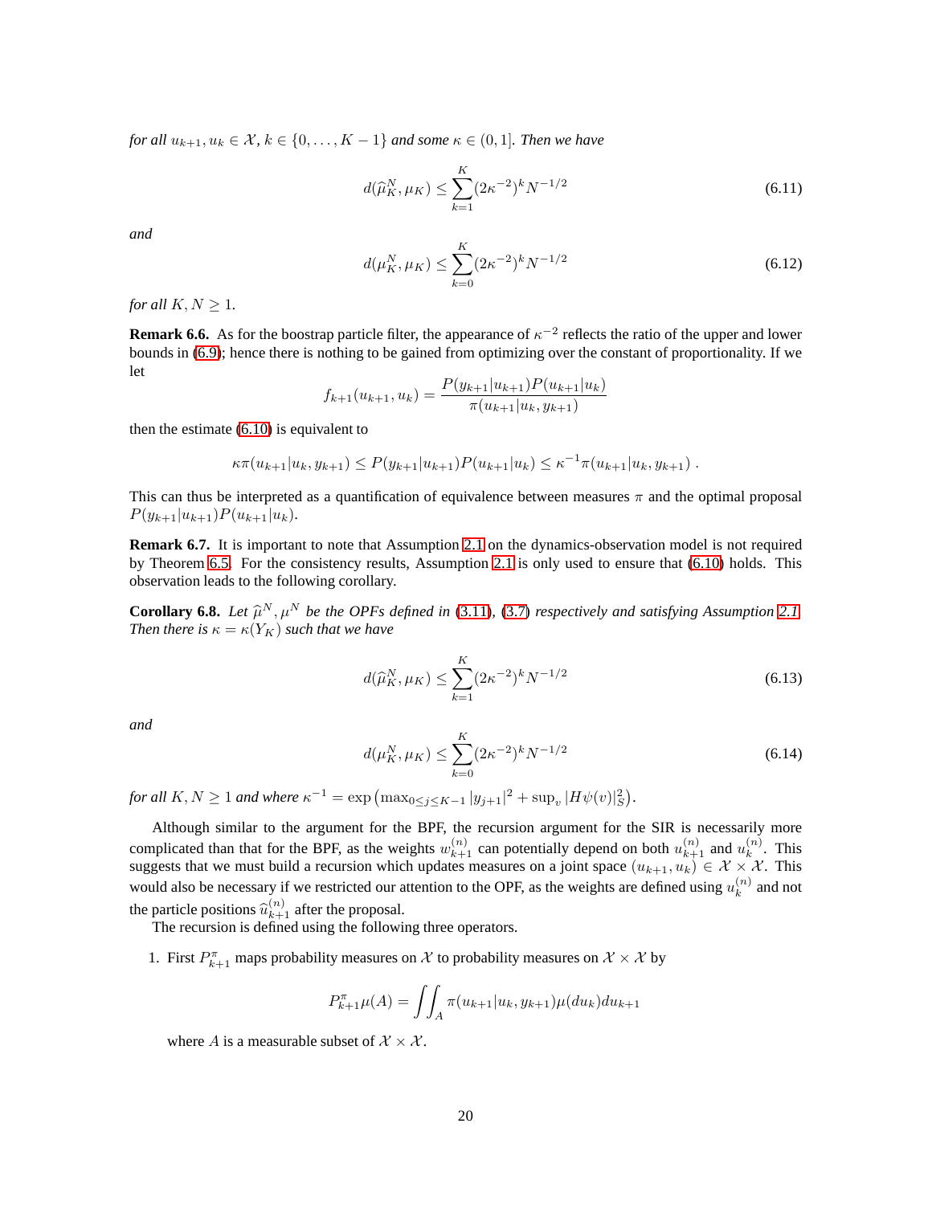*for all $u_{k+1}, u_k \in \mathcal{X}$, $k \in \{0, \dots, K-1\}$ and some $\kappa \in (0, 1]$. Then we have*

$$d(\widehat{\mu}_K^N, \mu_K) \le \sum_{k=1}^{K} (2\kappa^{-2})^k N^{-1/2} \tag{6.11}$$

*and*

$$d(\mu_K^N, \mu_K) \le \sum_{k=0}^{K} (2\kappa^{-2})^k N^{-1/2} \tag{6.12}$$

*for all $K, N \ge 1$.*

**Remark 6.6.** As for the boostrap particle filter, the appearance of $\kappa^{-2}$ reflects the ratio of the upper and lower bounds in (6.9); hence there is nothing to be gained from optimizing over the constant of proportionality. If we let

$$f_{k+1}(u_{k+1}, u_k) = \frac{P(y_{k+1}|u_{k+1})P(u_{k+1}|u_k)}{\pi(u_{k+1}|u_k, y_{k+1})}$$

then the estimate (6.10) is equivalent to

$$\kappa\pi(u_{k+1}|u_k, y_{k+1}) \le P(y_{k+1}|u_{k+1})P(u_{k+1}|u_k) \le \kappa^{-1}\pi(u_{k+1}|u_k, y_{k+1}) \,.$$

This can thus be interpreted as a quantification of equivalence between measures $\pi$ and the optimal proposal $P(y_{k+1}|u_{k+1})P(u_{k+1}|u_k)$.

**Remark 6.7.** It is important to note that Assumption 2.1 on the dynamics-observation model is not required by Theorem 6.5. For the consistency results, Assumption 2.1 is only used to ensure that (6.10) holds. This observation leads to the following corollary.

**Corollary 6.8.** *Let $\widehat{\mu}^N, \mu^N$ be the OPFs defined in (3.11), (3.7) respectively and satisfying Assumption 2.1. Then there is $\kappa = \kappa(Y_K)$ such that we have*

$$d(\widehat{\mu}_K^N, \mu_K) \le \sum_{k=1}^{K} (2\kappa^{-2})^k N^{-1/2} \tag{6.13}$$

*and*

$$d(\mu_K^N, \mu_K) \le \sum_{k=0}^{K} (2\kappa^{-2})^k N^{-1/2} \tag{6.14}$$

*for all $K, N \ge 1$ and where $\kappa^{-1} = \exp\left(\max_{0 \le j \le K-1} |y_{j+1}|^2 + \sup_v |H\psi(v)|_S^2\right)$.*

Although similar to the argument for the BPF, the recursion argument for the SIR is necessarily more complicated than that for the BPF, as the weights $w_{k+1}^{(n)}$ can potentially depend on both $u_{k+1}^{(n)}$ and $u_k^{(n)}$. This suggests that we must build a recursion which updates measures on a joint space $(u_{k+1}, u_k) \in \mathcal{X} \times \mathcal{X}$. This would also be necessary if we restricted our attention to the OPF, as the weights are defined using $u_k^{(n)}$ and not the particle positions $\widehat{u}_{k+1}^{(n)}$ after the proposal.

The recursion is defined using the following three operators.

1. First $P_{k+1}^\pi$ maps probability measures on $\mathcal{X}$ to probability measures on $\mathcal{X} \times \mathcal{X}$ by

$$P_{k+1}^\pi \mu(A) = \iint_A \pi(u_{k+1}|u_k, y_{k+1})\mu(du_k)du_{k+1}$$

where $A$ is a measurable subset of $\mathcal{X} \times \mathcal{X}$.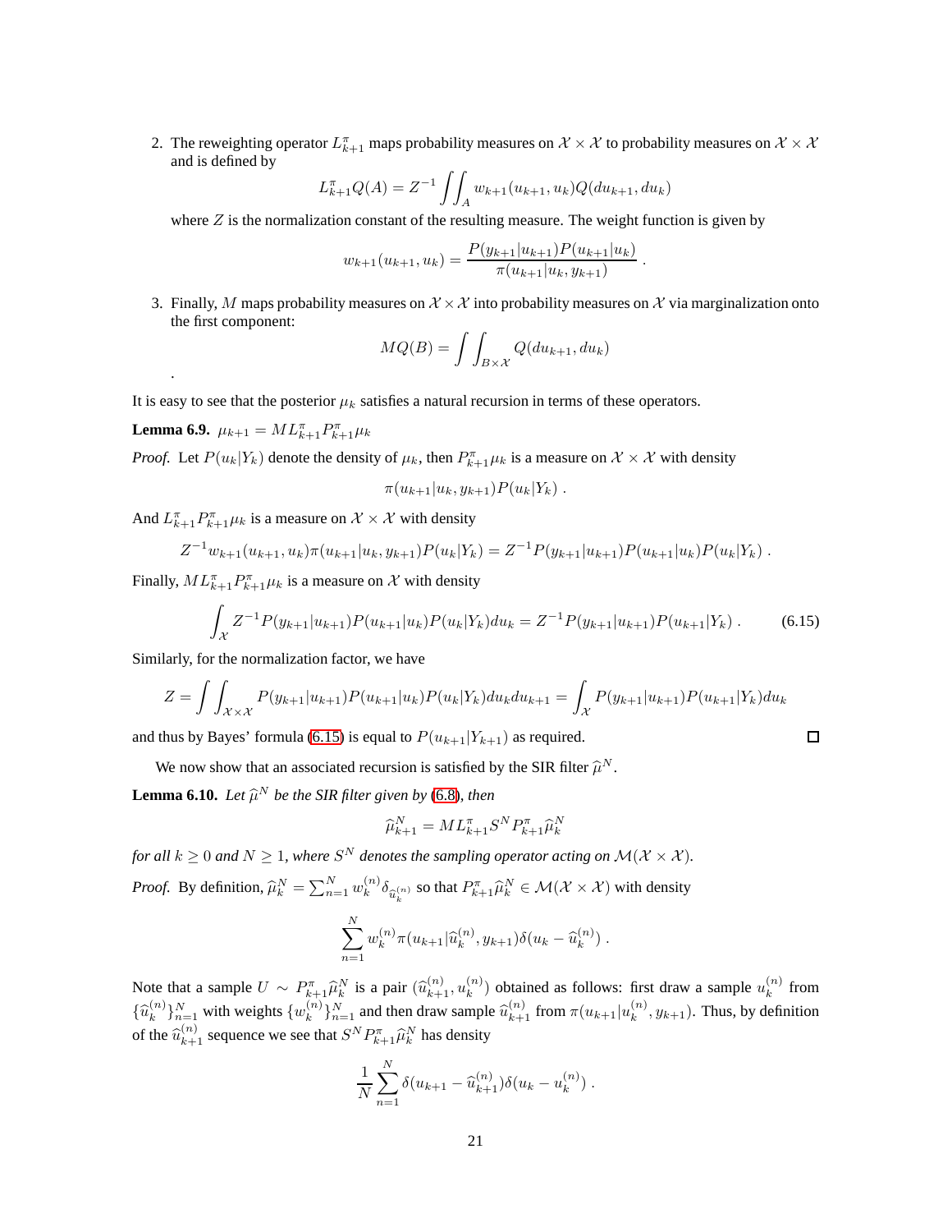2. The reweighting operator $L^\pi_{k+1}$ maps probability measures on $\mathcal{X} \times \mathcal{X}$ to probability measures on $\mathcal{X} \times \mathcal{X}$ and is defined by

$$L^\pi_{k+1} Q(A) = Z^{-1} \iint_A w_{k+1}(u_{k+1}, u_k) Q(du_{k+1}, du_k)$$

where $Z$ is the normalization constant of the resulting measure. The weight function is given by

$$w_{k+1}(u_{k+1}, u_k) = \frac{P(y_{k+1}|u_{k+1}) P(u_{k+1}|u_k)}{\pi(u_{k+1}|u_k, y_{k+1})} .$$

3. Finally, $M$ maps probability measures on $\mathcal{X} \times \mathcal{X}$ into probability measures on $\mathcal{X}$ via marginalization onto the first component:

$$MQ(B) = \int\int_{B \times \mathcal{X}} Q(du_{k+1}, du_k)$$

.

It is easy to see that the posterior $\mu_k$ satisfies a natural recursion in terms of these operators.

**Lemma 6.9.** $\mu_{k+1} = M L^\pi_{k+1} P^\pi_{k+1} \mu_k$

*Proof.* Let $P(u_k|Y_k)$ denote the density of $\mu_k$, then $P^\pi_{k+1}\mu_k$ is a measure on $\mathcal{X} \times \mathcal{X}$ with density

$$\pi(u_{k+1}|u_k, y_{k+1}) P(u_k|Y_k) .$$

And $L^\pi_{k+1} P^\pi_{k+1} \mu_k$ is a measure on $\mathcal{X} \times \mathcal{X}$ with density

$$Z^{-1} w_{k+1}(u_{k+1}, u_k) \pi(u_{k+1}|u_k, y_{k+1}) P(u_k|Y_k) = Z^{-1} P(y_{k+1}|u_{k+1}) P(u_{k+1}|u_k) P(u_k|Y_k) .$$

Finally, $M L^\pi_{k+1} P^\pi_{k+1} \mu_k$ is a measure on $\mathcal{X}$ with density

$$\int_{\mathcal{X}} Z^{-1} P(y_{k+1}|u_{k+1}) P(u_{k+1}|u_k) P(u_k|Y_k) du_k = Z^{-1} P(y_{k+1}|u_{k+1}) P(u_{k+1}|Y_k) . \tag{6.15}$$

Similarly, for the normalization factor, we have

$$Z = \int\int_{\mathcal{X} \times \mathcal{X}} P(y_{k+1}|u_{k+1}) P(u_{k+1}|u_k) P(u_k|Y_k) du_k du_{k+1} = \int_{\mathcal{X}} P(y_{k+1}|u_{k+1}) P(u_{k+1}|Y_k) du_k$$

and thus by Bayes' formula (6.15) is equal to $P(u_{k+1}|Y_{k+1})$ as required. ∎

We now show that an associated recursion is satisfied by the SIR filter $\widehat{\mu}^N$.

**Lemma 6.10.** *Let $\widehat{\mu}^N$ be the SIR filter given by (6.8), then*

$$\widehat{\mu}^N_{k+1} = M L^\pi_{k+1} S^N P^\pi_{k+1} \widehat{\mu}^N_k$$

*for all $k \geq 0$ and $N \geq 1$, where $S^N$ denotes the sampling operator acting on $\mathcal{M}(\mathcal{X} \times \mathcal{X})$.*

*Proof.* By definition, $\widehat{\mu}^N_k = \sum_{n=1}^N w^{(n)}_k \delta_{\widehat{u}^{(n)}_k}$ so that $P^\pi_{k+1}\widehat{\mu}^N_k \in \mathcal{M}(\mathcal{X} \times \mathcal{X})$ with density

$$\sum_{n=1}^N w^{(n)}_k \pi(u_{k+1}|\widehat{u}^{(n)}_k, y_{k+1}) \delta(u_k - \widehat{u}^{(n)}_k) .$$

Note that a sample $U \sim P^\pi_{k+1}\widehat{\mu}^N_k$ is a pair $(\widehat{u}^{(n)}_{k+1}, u^{(n)}_k)$ obtained as follows: first draw a sample $u^{(n)}_k$ from $\{\widehat{u}^{(n)}_k\}_{n=1}^N$ with weights $\{w^{(n)}_k\}_{n=1}^N$ and then draw sample $\widehat{u}^{(n)}_{k+1}$ from $\pi(u_{k+1}|u^{(n)}_k, y_{k+1})$. Thus, by definition of the $\widehat{u}^{(n)}_{k+1}$ sequence we see that $S^N P^\pi_{k+1}\widehat{\mu}^N_k$ has density

$$\frac{1}{N} \sum_{n=1}^N \delta(u_{k+1} - \widehat{u}^{(n)}_{k+1}) \delta(u_k - u^{(n)}_k) .$$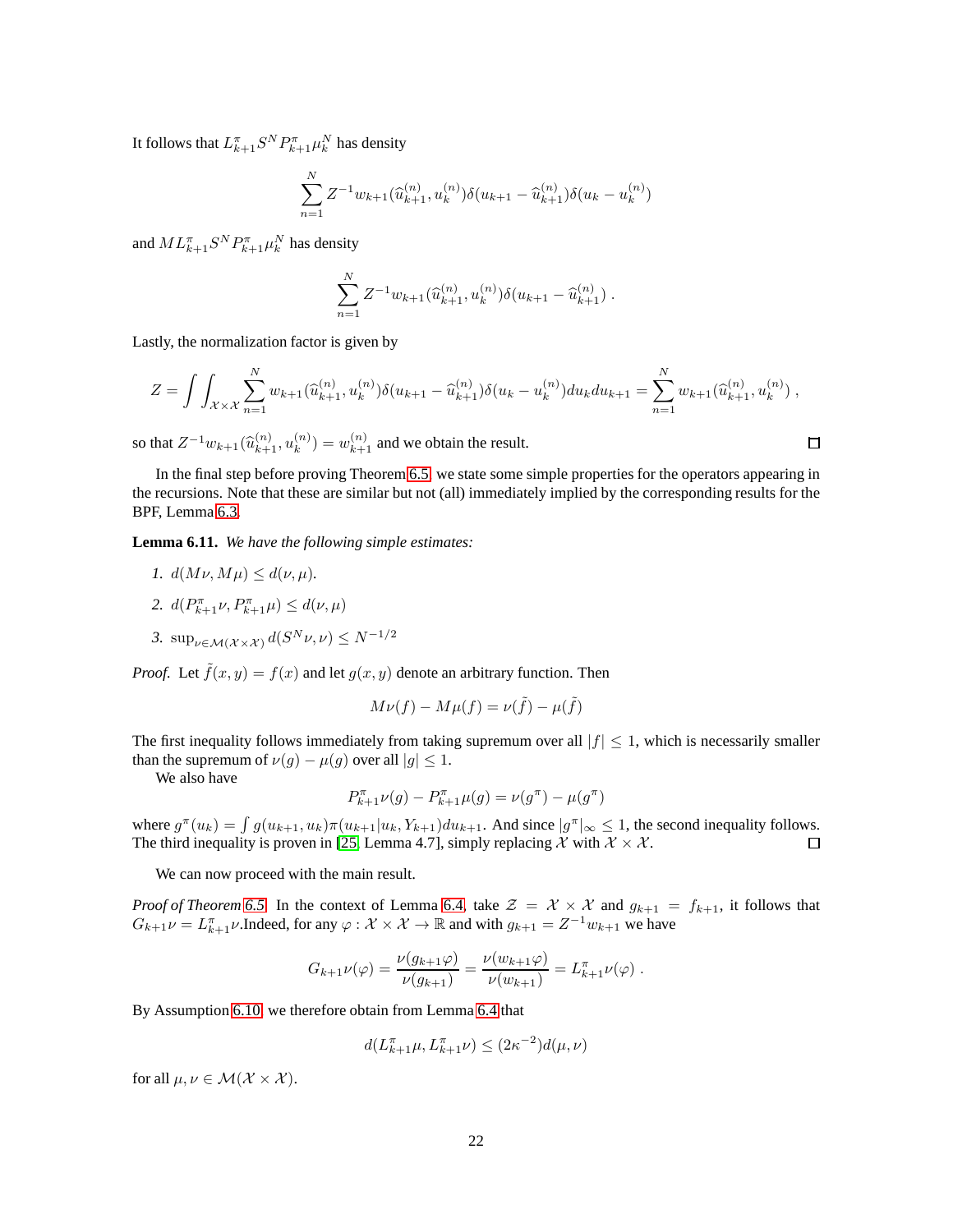It follows that $L^\pi_{k+1} S^N P^\pi_{k+1} \mu^N_k$ has density

$$\sum_{n=1}^N Z^{-1} w_{k+1}(\widehat{u}^{(n)}_{k+1}, u^{(n)}_k) \delta(u_{k+1} - \widehat{u}^{(n)}_{k+1}) \delta(u_k - u^{(n)}_k)$$

and $M L^\pi_{k+1} S^N P^\pi_{k+1} \mu^N_k$ has density

$$\sum_{n=1}^N Z^{-1} w_{k+1}(\widehat{u}^{(n)}_{k+1}, u^{(n)}_k) \delta(u_{k+1} - \widehat{u}^{(n)}_{k+1}) \ .$$

Lastly, the normalization factor is given by

$$Z = \int \int_{\mathcal{X} \times \mathcal{X}} \sum_{n=1}^N w_{k+1}(\widehat{u}^{(n)}_{k+1}, u^{(n)}_k) \delta(u_{k+1} - \widehat{u}^{(n)}_{k+1}) \delta(u_k - u^{(n)}_k) du_k du_{k+1} = \sum_{n=1}^N w_{k+1}(\widehat{u}^{(n)}_{k+1}, u^{(n)}_k) \ ,$$

so that $Z^{-1} w_{k+1}(\widehat{u}^{(n)}_{k+1}, u^{(n)}_k) = w^{(n)}_{k+1}$ and we obtain the result. ◻

In the final step before proving Theorem 6.5, we state some simple properties for the operators appearing in the recursions. Note that these are similar but not (all) immediately implied by the corresponding results for the BPF, Lemma 6.3.

**Lemma 6.11.** *We have the following simple estimates:*

1. $d(M\nu, M\mu) \le d(\nu, \mu)$.
2. $d(P^\pi_{k+1}\nu, P^\pi_{k+1}\mu) \le d(\nu, \mu)$
3. $\sup_{\nu \in \mathcal{M}(\mathcal{X} \times \mathcal{X})} d(S^N \nu, \nu) \le N^{-1/2}$

*Proof.* Let $\tilde{f}(x, y) = f(x)$ and let $g(x, y)$ denote an arbitrary function. Then

$$M\nu(f) - M\mu(f) = \nu(\tilde{f}) - \mu(\tilde{f})$$

The first inequality follows immediately from taking supremum over all $|f| \le 1$, which is necessarily smaller than the supremum of $\nu(g) - \mu(g)$ over all $|g| \le 1$.

We also have

$$P^\pi_{k+1}\nu(g) - P^\pi_{k+1}\mu(g) = \nu(g^\pi) - \mu(g^\pi)$$

where $g^\pi(u_k) = \int g(u_{k+1}, u_k) \pi(u_{k+1}|u_k, Y_{k+1}) du_{k+1}$. And since $|g^\pi|_\infty \le 1$, the second inequality follows. The third inequality is proven in [25, Lemma 4.7], simply replacing $\mathcal{X}$ with $\mathcal{X} \times \mathcal{X}$. ◻

We can now proceed with the main result.

*Proof of Theorem 6.5.* In the context of Lemma 6.4, take $\mathcal{Z} = \mathcal{X} \times \mathcal{X}$ and $g_{k+1} = f_{k+1}$, it follows that $G_{k+1}\nu = L^\pi_{k+1}\nu$.Indeed, for any $\varphi : \mathcal{X} \times \mathcal{X} \to \mathbb{R}$ and with $g_{k+1} = Z^{-1} w_{k+1}$ we have

$$G_{k+1}\nu(\varphi) = \frac{\nu(g_{k+1}\varphi)}{\nu(g_{k+1})} = \frac{\nu(w_{k+1}\varphi)}{\nu(w_{k+1})} = L^\pi_{k+1}\nu(\varphi) \ .$$

By Assumption 6.10, we therefore obtain from Lemma 6.4 that

$$d(L^\pi_{k+1}\mu, L^\pi_{k+1}\nu) \le (2\kappa^{-2}) d(\mu, \nu)$$

for all $\mu, \nu \in \mathcal{M}(\mathcal{X} \times \mathcal{X})$.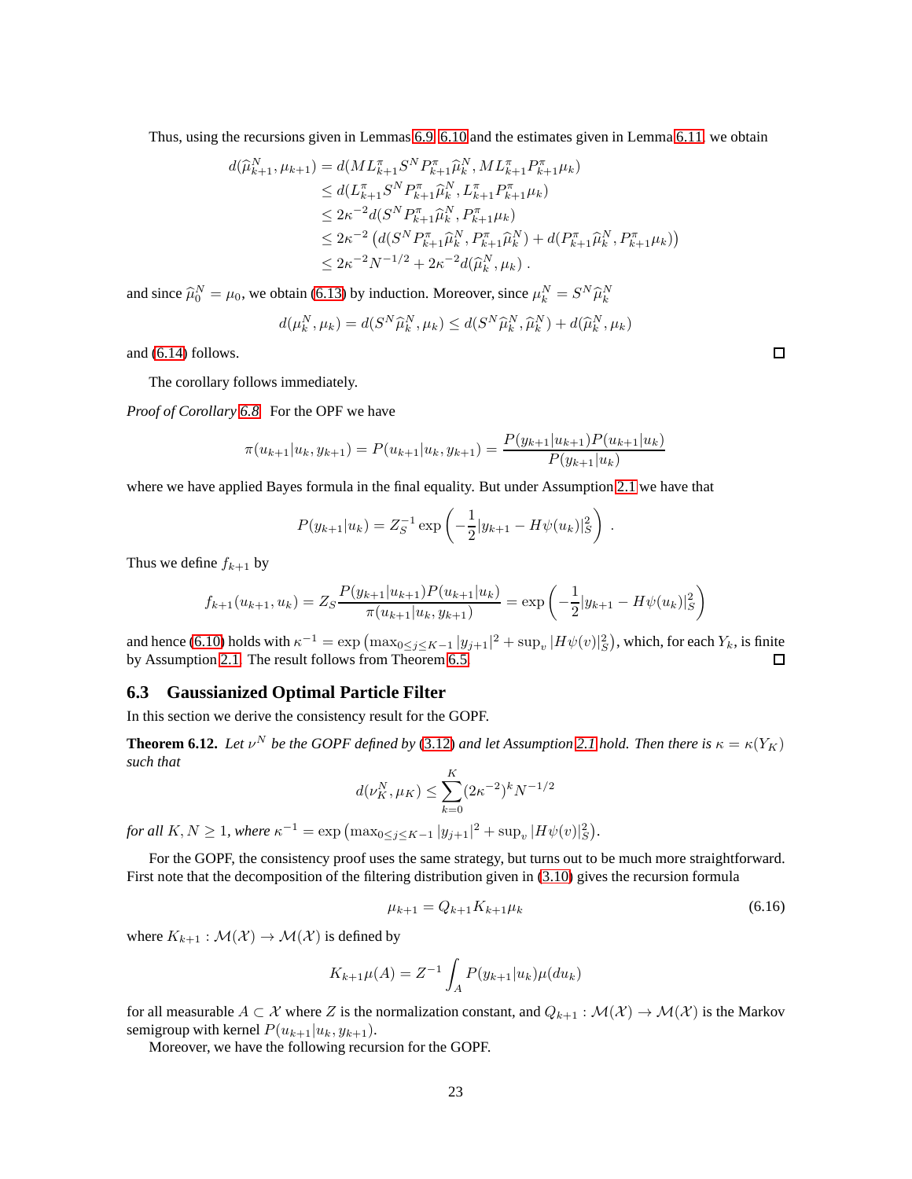Thus, using the recursions given in Lemmas 6.9, 6.10 and the estimates given in Lemma 6.11, we obtain

$$
\begin{aligned}
d(\widehat{\mu}_{k+1}^N, \mu_{k+1}) &= d(ML_{k+1}^\pi S^N P_{k+1}^\pi \widehat{\mu}_k^N, ML_{k+1}^\pi P_{k+1}^\pi \mu_k) \\
&\leq d(L_{k+1}^\pi S^N P_{k+1}^\pi \widehat{\mu}_k^N, L_{k+1}^\pi P_{k+1}^\pi \mu_k) \\
&\leq 2\kappa^{-2} d(S^N P_{k+1}^\pi \widehat{\mu}_k^N, P_{k+1}^\pi \mu_k) \\
&\leq 2\kappa^{-2} \left( d(S^N P_{k+1}^\pi \widehat{\mu}_k^N, P_{k+1}^\pi \widehat{\mu}_k^N) + d(P_{k+1}^\pi \widehat{\mu}_k^N, P_{k+1}^\pi \mu_k) \right) \\
&\leq 2\kappa^{-2} N^{-1/2} + 2\kappa^{-2} d(\widehat{\mu}_k^N, \mu_k) \; .
\end{aligned}
$$

and since $\widehat{\mu}_0^N = \mu_0$, we obtain (6.13) by induction. Moreover, since $\mu_k^N = S^N \widehat{\mu}_k^N$

$$
d(\mu_k^N, \mu_k) = d(S^N \widehat{\mu}_k^N, \mu_k) \leq d(S^N \widehat{\mu}_k^N, \widehat{\mu}_k^N) + d(\widehat{\mu}_k^N, \mu_k)
$$

and (6.14) follows. $\square$

The corollary follows immediately.

*Proof of Corollary 6.8* For the OPF we have

$$
\pi(u_{k+1}|u_k, y_{k+1}) = P(u_{k+1}|u_k, y_{k+1}) = \frac{P(y_{k+1}|u_{k+1}) P(u_{k+1}|u_k)}{P(y_{k+1}|u_k)}
$$

where we have applied Bayes formula in the final equality. But under Assumption 2.1 we have that

$$
P(y_{k+1}|u_k) = Z_S^{-1} \exp\left( -\frac{1}{2} |y_{k+1} - H\psi(u_k)|_S^2 \right) \; .
$$

Thus we define $f_{k+1}$ by

$$
f_{k+1}(u_{k+1}, u_k) = Z_S \frac{P(y_{k+1}|u_{k+1}) P(u_{k+1}|u_k)}{\pi(u_{k+1}|u_k, y_{k+1})} = \exp\left( -\frac{1}{2} |y_{k+1} - H\psi(u_k)|_S^2 \right)
$$

and hence (6.10) holds with $\kappa^{-1} = \exp\left( \max_{0 \leq j \leq K-1} |y_{j+1}|^2 + \sup_v |H\psi(v)|_S^2 \right)$, which, for each $Y_k$, is finite by Assumption 2.1. The result follows from Theorem 6.5. $\square$

## 6.3 Gaussianized Optimal Particle Filter

In this section we derive the consistency result for the GOPF.

**Theorem 6.12.** *Let $\nu^N$ be the GOPF defined by (3.12) and let Assumption 2.1 hold. Then there is $\kappa = \kappa(Y_K)$ such that*

$$
d(\nu_K^N, \mu_K) \leq \sum_{k=0}^K (2\kappa^{-2})^k N^{-1/2}
$$

*for all $K, N \geq 1$, where $\kappa^{-1} = \exp\left( \max_{0 \leq j \leq K-1} |y_{j+1}|^2 + \sup_v |H\psi(v)|_S^2 \right)$.*

For the GOPF, the consistency proof uses the same strategy, but turns out to be much more straightforward. First note that the decomposition of the filtering distribution given in (3.10) gives the recursion formula

$$
\mu_{k+1} = Q_{k+1} K_{k+1} \mu_k \tag{6.16}
$$

where $K_{k+1} : \mathcal{M}(\mathcal{X}) \to \mathcal{M}(\mathcal{X})$ is defined by

$$
K_{k+1}\mu(A) = Z^{-1} \int_A P(y_{k+1}|u_k) \mu(du_k)
$$

for all measurable $A \subset \mathcal{X}$ where $Z$ is the normalization constant, and $Q_{k+1} : \mathcal{M}(\mathcal{X}) \to \mathcal{M}(\mathcal{X})$ is the Markov semigroup with kernel $P(u_{k+1}|u_k, y_{k+1})$.

Moreover, we have the following recursion for the GOPF.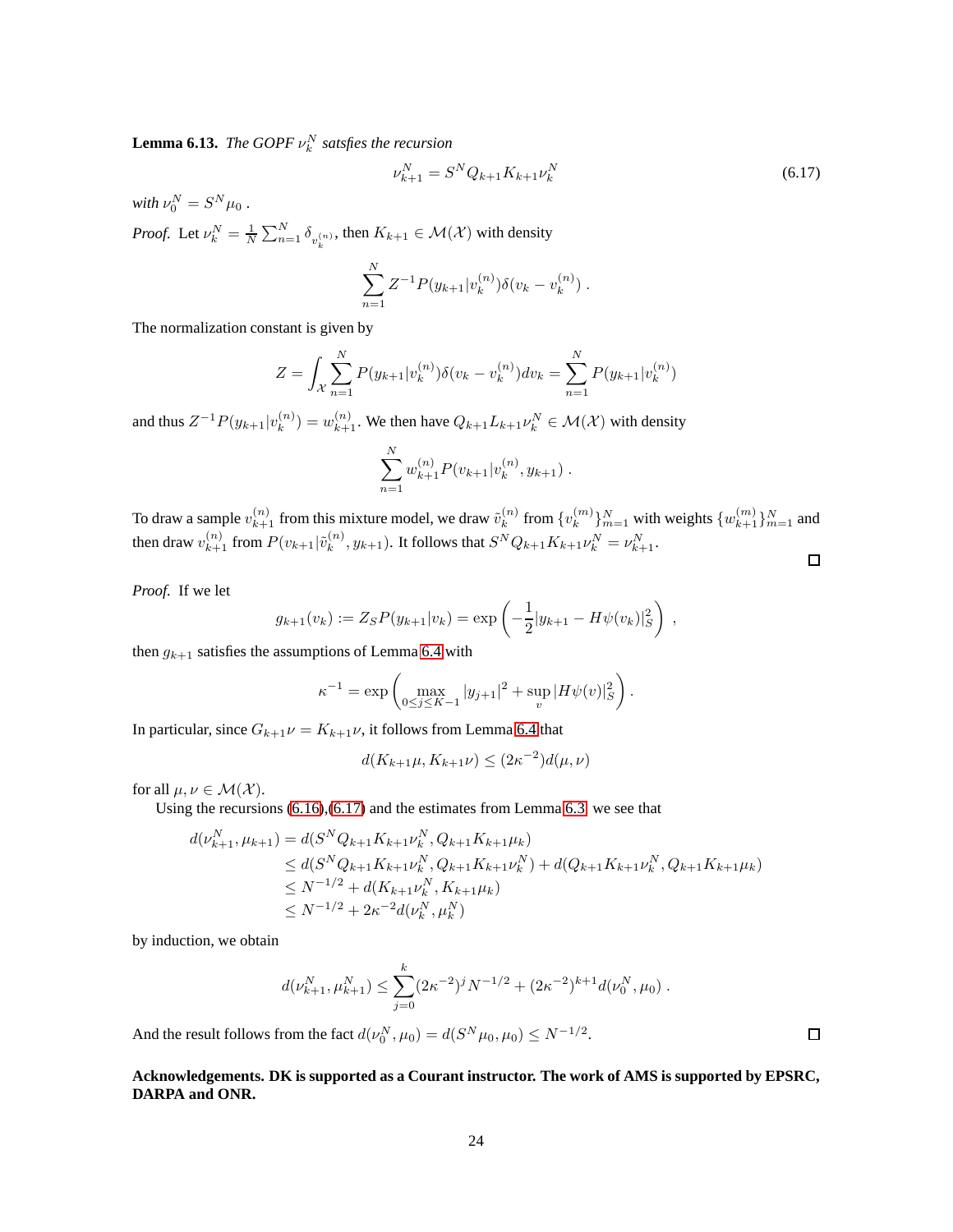**Lemma 6.13.** *The GOPF $\nu_k^N$ satsfies the recursion*

$$\nu_{k+1}^N = S^N Q_{k+1} K_{k+1} \nu_k^N \tag{6.17}$$

*with $\nu_0^N = S^N \mu_0$ .*

*Proof.* Let $\nu_k^N = \frac{1}{N}\sum_{n=1}^N \delta_{v_k^{(n)}}$, then $K_{k+1} \in \mathcal{M}(\mathcal{X})$ with density

$$\sum_{n=1}^N Z^{-1} P(y_{k+1}|v_k^{(n)}) \delta(v_k - v_k^{(n)}) \ .$$

The normalization constant is given by

$$Z = \int_{\mathcal{X}} \sum_{n=1}^N P(y_{k+1}|v_k^{(n)}) \delta(v_k - v_k^{(n)}) dv_k = \sum_{n=1}^N P(y_{k+1}|v_k^{(n)})$$

and thus $Z^{-1}P(y_{k+1}|v_k^{(n)}) = w_{k+1}^{(n)}$. We then have $Q_{k+1}L_{k+1}\nu_k^N \in \mathcal{M}(\mathcal{X})$ with density

$$\sum_{n=1}^N w_{k+1}^{(n)} P(v_{k+1}|v_k^{(n)}, y_{k+1}) \ .$$

To draw a sample $v_{k+1}^{(n)}$ from this mixture model, we draw $\tilde{v}_k^{(n)}$ from $\{v_k^{(m)}\}_{m=1}^N$ with weights $\{w_{k+1}^{(m)}\}_{m=1}^N$ and then draw $v_{k+1}^{(n)}$ from $P(v_{k+1}|\tilde{v}_k^{(n)}, y_{k+1})$. It follows that $S^N Q_{k+1} K_{k+1} \nu_k^N = \nu_{k+1}^N$. $\square$

*Proof.* If we let

$$g_{k+1}(v_k) := Z_S P(y_{k+1}|v_k) = \exp\left(-\frac{1}{2}|y_{k+1} - H\psi(v_k)|_S^2\right) \ ,$$

then $g_{k+1}$ satisfies the assumptions of Lemma 6.4 with

$$\kappa^{-1} = \exp\left(\max_{0\le j\le K-1} |y_{j+1}|^2 + \sup_v |H\psi(v)|_S^2\right) .$$

In particular, since $G_{k+1}\nu = K_{k+1}\nu$, it follows from Lemma 6.4 that

$$d(K_{k+1}\mu, K_{k+1}\nu) \le (2\kappa^{-2}) d(\mu,\nu)$$

for all $\mu, \nu \in \mathcal{M}(\mathcal{X})$.

Using the recursions (6.16),(6.17) and the estimates from Lemma 6.3, we see that

$$\begin{aligned}
d(\nu_{k+1}^N, \mu_{k+1}) &= d(S^N Q_{k+1} K_{k+1} \nu_k^N, Q_{k+1} K_{k+1} \mu_k) \\
&\le d(S^N Q_{k+1} K_{k+1} \nu_k^N, Q_{k+1} K_{k+1} \nu_k^N) + d(Q_{k+1} K_{k+1} \nu_k^N, Q_{k+1} K_{k+1} \mu_k) \\
&\le N^{-1/2} + d(K_{k+1}\nu_k^N, K_{k+1}\mu_k) \\
&\le N^{-1/2} + 2\kappa^{-2} d(\nu_k^N, \mu_k^N)
\end{aligned}$$

by induction, we obtain

$$d(\nu_{k+1}^N, \mu_{k+1}^N) \le \sum_{j=0}^k (2\kappa^{-2})^j N^{-1/2} + (2\kappa^{-2})^{k+1} d(\nu_0^N, \mu_0) \ .$$

And the result follows from the fact $d(\nu_0^N, \mu_0) = d(S^N\mu_0, \mu_0) \le N^{-1/2}$. $\square$

**Acknowledgements. DK is supported as a Courant instructor. The work of AMS is supported by EPSRC, DARPA and ONR.**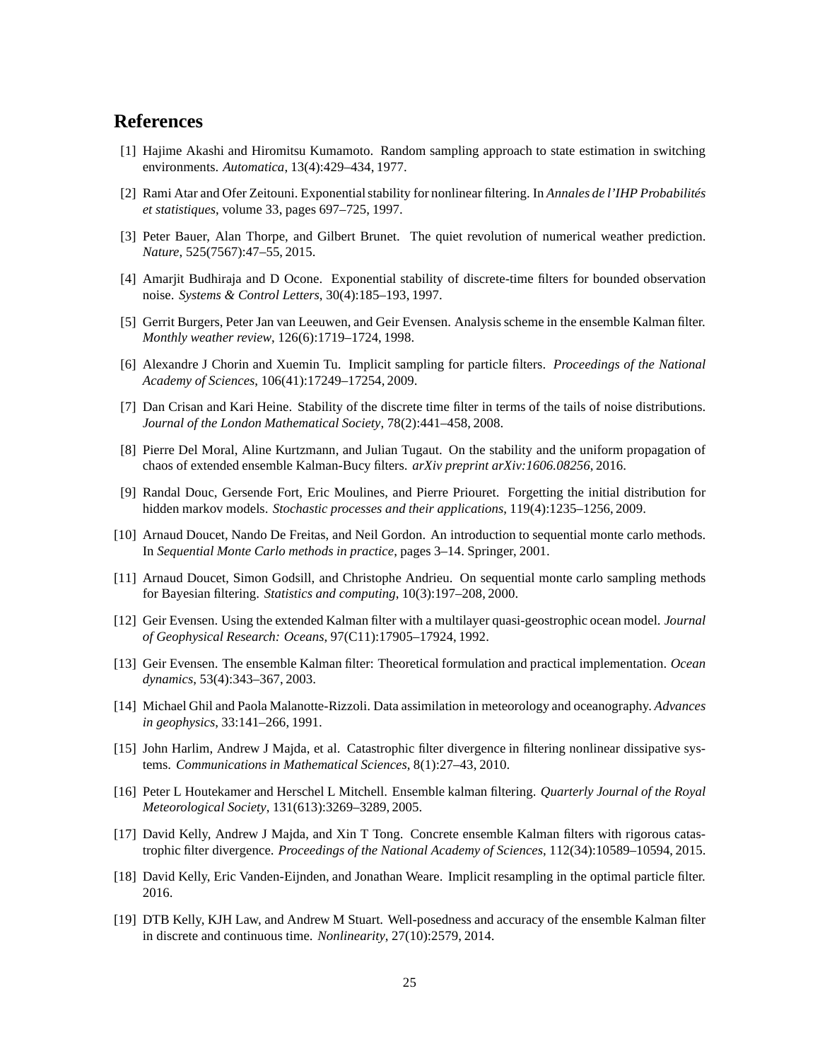# References

[1] Hajime Akashi and Hiromitsu Kumamoto. Random sampling approach to state estimation in switching environments. *Automatica*, 13(4):429–434, 1977.

[2] Rami Atar and Ofer Zeitouni. Exponential stability for nonlinear filtering. In *Annales de l'IHP Probabilités et statistiques*, volume 33, pages 697–725, 1997.

[3] Peter Bauer, Alan Thorpe, and Gilbert Brunet. The quiet revolution of numerical weather prediction. *Nature*, 525(7567):47–55, 2015.

[4] Amarjit Budhiraja and D Ocone. Exponential stability of discrete-time filters for bounded observation noise. *Systems & Control Letters*, 30(4):185–193, 1997.

[5] Gerrit Burgers, Peter Jan van Leeuwen, and Geir Evensen. Analysis scheme in the ensemble Kalman filter. *Monthly weather review*, 126(6):1719–1724, 1998.

[6] Alexandre J Chorin and Xuemin Tu. Implicit sampling for particle filters. *Proceedings of the National Academy of Sciences*, 106(41):17249–17254, 2009.

[7] Dan Crisan and Kari Heine. Stability of the discrete time filter in terms of the tails of noise distributions. *Journal of the London Mathematical Society*, 78(2):441–458, 2008.

[8] Pierre Del Moral, Aline Kurtzmann, and Julian Tugaut. On the stability and the uniform propagation of chaos of extended ensemble Kalman-Bucy filters. *arXiv preprint arXiv:1606.08256*, 2016.

[9] Randal Douc, Gersende Fort, Eric Moulines, and Pierre Priouret. Forgetting the initial distribution for hidden markov models. *Stochastic processes and their applications*, 119(4):1235–1256, 2009.

[10] Arnaud Doucet, Nando De Freitas, and Neil Gordon. An introduction to sequential monte carlo methods. In *Sequential Monte Carlo methods in practice*, pages 3–14. Springer, 2001.

[11] Arnaud Doucet, Simon Godsill, and Christophe Andrieu. On sequential monte carlo sampling methods for Bayesian filtering. *Statistics and computing*, 10(3):197–208, 2000.

[12] Geir Evensen. Using the extended Kalman filter with a multilayer quasi-geostrophic ocean model. *Journal of Geophysical Research: Oceans*, 97(C11):17905–17924, 1992.

[13] Geir Evensen. The ensemble Kalman filter: Theoretical formulation and practical implementation. *Ocean dynamics*, 53(4):343–367, 2003.

[14] Michael Ghil and Paola Malanotte-Rizzoli. Data assimilation in meteorology and oceanography. *Advances in geophysics*, 33:141–266, 1991.

[15] John Harlim, Andrew J Majda, et al. Catastrophic filter divergence in filtering nonlinear dissipative systems. *Communications in Mathematical Sciences*, 8(1):27–43, 2010.

[16] Peter L Houtekamer and Herschel L Mitchell. Ensemble kalman filtering. *Quarterly Journal of the Royal Meteorological Society*, 131(613):3269–3289, 2005.

[17] David Kelly, Andrew J Majda, and Xin T Tong. Concrete ensemble Kalman filters with rigorous catastrophic filter divergence. *Proceedings of the National Academy of Sciences*, 112(34):10589–10594, 2015.

[18] David Kelly, Eric Vanden-Eijnden, and Jonathan Weare. Implicit resampling in the optimal particle filter. 2016.

[19] DTB Kelly, KJH Law, and Andrew M Stuart. Well-posedness and accuracy of the ensemble Kalman filter in discrete and continuous time. *Nonlinearity*, 27(10):2579, 2014.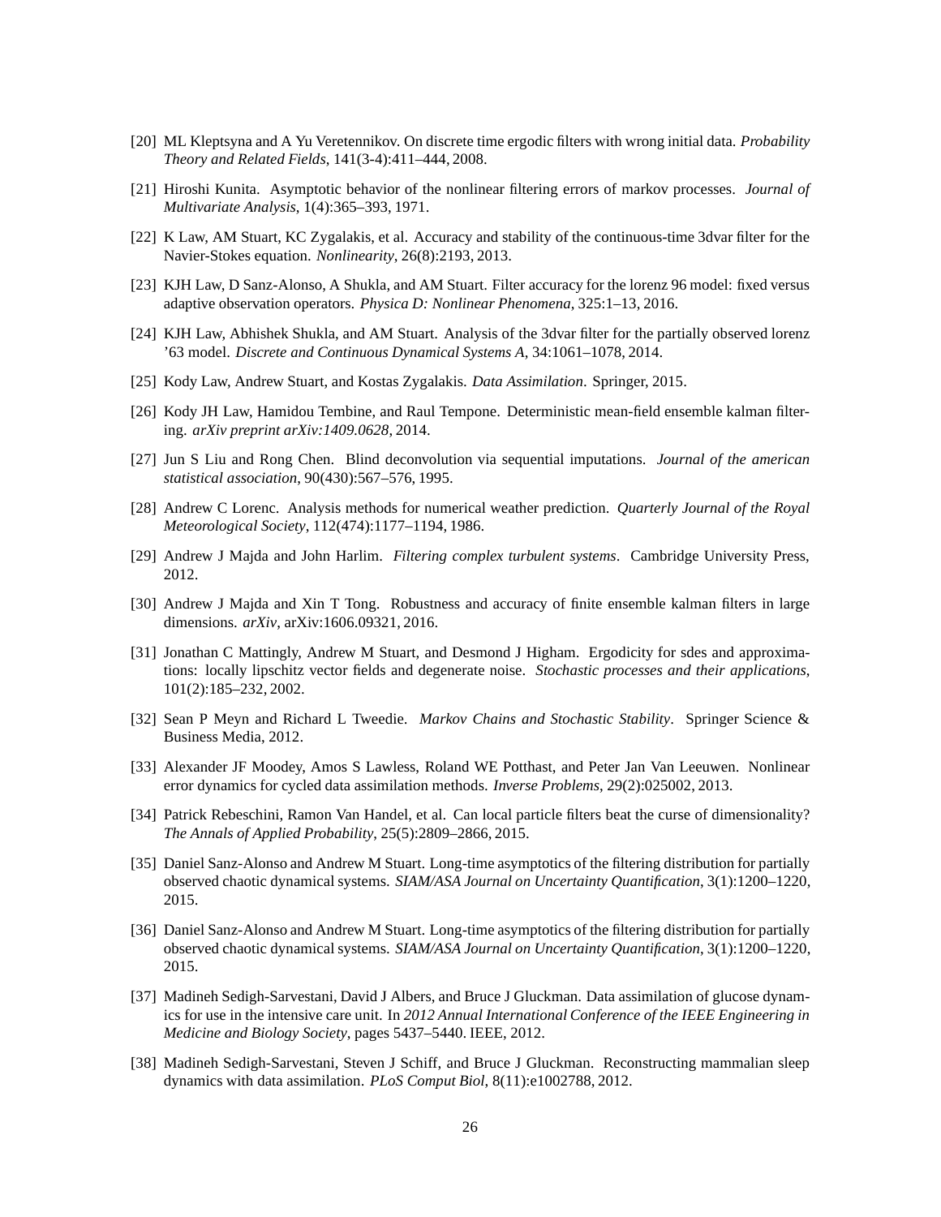[20] ML Kleptsyna and A Yu Veretennikov. On discrete time ergodic filters with wrong initial data. *Probability Theory and Related Fields*, 141(3-4):411–444, 2008.

[21] Hiroshi Kunita. Asymptotic behavior of the nonlinear filtering errors of markov processes. *Journal of Multivariate Analysis*, 1(4):365–393, 1971.

[22] K Law, AM Stuart, KC Zygalakis, et al. Accuracy and stability of the continuous-time 3dvar filter for the Navier-Stokes equation. *Nonlinearity*, 26(8):2193, 2013.

[23] KJH Law, D Sanz-Alonso, A Shukla, and AM Stuart. Filter accuracy for the lorenz 96 model: fixed versus adaptive observation operators. *Physica D: Nonlinear Phenomena*, 325:1–13, 2016.

[24] KJH Law, Abhishek Shukla, and AM Stuart. Analysis of the 3dvar filter for the partially observed lorenz '63 model. *Discrete and Continuous Dynamical Systems A*, 34:1061–1078, 2014.

[25] Kody Law, Andrew Stuart, and Kostas Zygalakis. *Data Assimilation*. Springer, 2015.

[26] Kody JH Law, Hamidou Tembine, and Raul Tempone. Deterministic mean-field ensemble kalman filtering. *arXiv preprint arXiv:1409.0628*, 2014.

[27] Jun S Liu and Rong Chen. Blind deconvolution via sequential imputations. *Journal of the american statistical association*, 90(430):567–576, 1995.

[28] Andrew C Lorenc. Analysis methods for numerical weather prediction. *Quarterly Journal of the Royal Meteorological Society*, 112(474):1177–1194, 1986.

[29] Andrew J Majda and John Harlim. *Filtering complex turbulent systems*. Cambridge University Press, 2012.

[30] Andrew J Majda and Xin T Tong. Robustness and accuracy of finite ensemble kalman filters in large dimensions. *arXiv*, arXiv:1606.09321, 2016.

[31] Jonathan C Mattingly, Andrew M Stuart, and Desmond J Higham. Ergodicity for sdes and approximations: locally lipschitz vector fields and degenerate noise. *Stochastic processes and their applications*, 101(2):185–232, 2002.

[32] Sean P Meyn and Richard L Tweedie. *Markov Chains and Stochastic Stability*. Springer Science & Business Media, 2012.

[33] Alexander JF Moodey, Amos S Lawless, Roland WE Potthast, and Peter Jan Van Leeuwen. Nonlinear error dynamics for cycled data assimilation methods. *Inverse Problems*, 29(2):025002, 2013.

[34] Patrick Rebeschini, Ramon Van Handel, et al. Can local particle filters beat the curse of dimensionality? *The Annals of Applied Probability*, 25(5):2809–2866, 2015.

[35] Daniel Sanz-Alonso and Andrew M Stuart. Long-time asymptotics of the filtering distribution for partially observed chaotic dynamical systems. *SIAM/ASA Journal on Uncertainty Quantification*, 3(1):1200–1220, 2015.

[36] Daniel Sanz-Alonso and Andrew M Stuart. Long-time asymptotics of the filtering distribution for partially observed chaotic dynamical systems. *SIAM/ASA Journal on Uncertainty Quantification*, 3(1):1200–1220, 2015.

[37] Madineh Sedigh-Sarvestani, David J Albers, and Bruce J Gluckman. Data assimilation of glucose dynamics for use in the intensive care unit. In *2012 Annual International Conference of the IEEE Engineering in Medicine and Biology Society*, pages 5437–5440. IEEE, 2012.

[38] Madineh Sedigh-Sarvestani, Steven J Schiff, and Bruce J Gluckman. Reconstructing mammalian sleep dynamics with data assimilation. *PLoS Comput Biol*, 8(11):e1002788, 2012.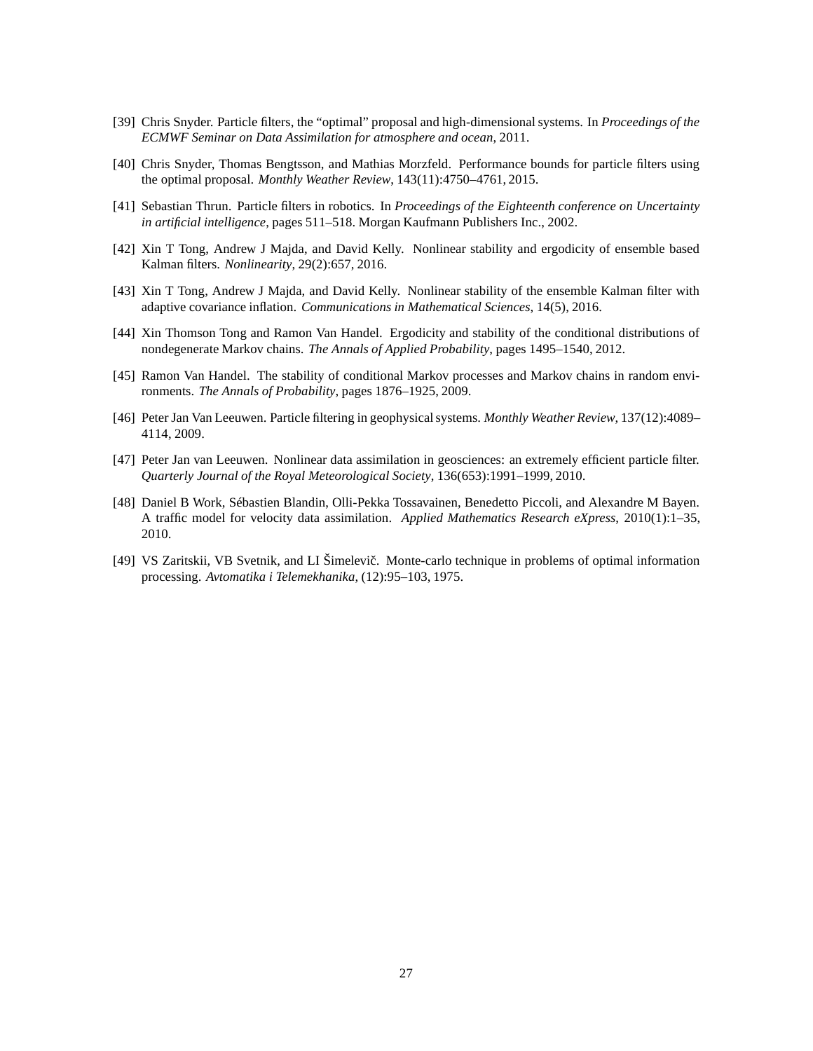[39] Chris Snyder. Particle filters, the "optimal" proposal and high-dimensional systems. In *Proceedings of the ECMWF Seminar on Data Assimilation for atmosphere and ocean*, 2011.

[40] Chris Snyder, Thomas Bengtsson, and Mathias Morzfeld. Performance bounds for particle filters using the optimal proposal. *Monthly Weather Review*, 143(11):4750–4761, 2015.

[41] Sebastian Thrun. Particle filters in robotics. In *Proceedings of the Eighteenth conference on Uncertainty in artificial intelligence*, pages 511–518. Morgan Kaufmann Publishers Inc., 2002.

[42] Xin T Tong, Andrew J Majda, and David Kelly. Nonlinear stability and ergodicity of ensemble based Kalman filters. *Nonlinearity*, 29(2):657, 2016.

[43] Xin T Tong, Andrew J Majda, and David Kelly. Nonlinear stability of the ensemble Kalman filter with adaptive covariance inflation. *Communications in Mathematical Sciences*, 14(5), 2016.

[44] Xin Thomson Tong and Ramon Van Handel. Ergodicity and stability of the conditional distributions of nondegenerate Markov chains. *The Annals of Applied Probability*, pages 1495–1540, 2012.

[45] Ramon Van Handel. The stability of conditional Markov processes and Markov chains in random environments. *The Annals of Probability*, pages 1876–1925, 2009.

[46] Peter Jan Van Leeuwen. Particle filtering in geophysical systems. *Monthly Weather Review*, 137(12):4089–4114, 2009.

[47] Peter Jan van Leeuwen. Nonlinear data assimilation in geosciences: an extremely efficient particle filter. *Quarterly Journal of the Royal Meteorological Society*, 136(653):1991–1999, 2010.

[48] Daniel B Work, Sébastien Blandin, Olli-Pekka Tossavainen, Benedetto Piccoli, and Alexandre M Bayen. A traffic model for velocity data assimilation. *Applied Mathematics Research eXpress*, 2010(1):1–35, 2010.

[49] VS Zaritskii, VB Svetnik, and LI Šimelevič. Monte-carlo technique in problems of optimal information processing. *Avtomatika i Telemekhanika*, (12):95–103, 1975.